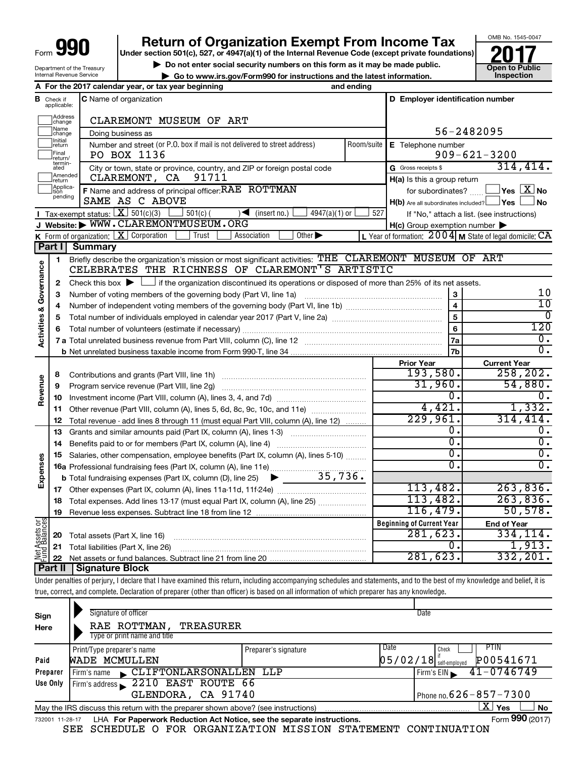Form **990**

# Return of Organization Exempt From Income Tax

**Under section 501(c), 527, or 4947(a)(1) of the Internal Revenue Code (except private foundations)**

▶ Do not enter social security numbers on this form as it may be made public.

▶ Go to www.irs.gov/Form990 for instructions and the latest information.

Department of the Treasury
Internal Revenue Service

OMB No. 1545-0047

**2017**

**Open to Public Inspection**

**A** For the 2017 calendar year, or tax year beginning and ending

**B** Check if applicable: Address change / Name change / Initial return / Final return/terminated / Amended return / Application pending

**C** Name of organization: CLAREMONT MUSEUM OF ART

Doing business as

Number and street (or P.O. box if mail is not delivered to street address): PO BOX 1136 | Room/suite

City or town, state or province, country, and ZIP or foreign postal code: CLAREMONT, CA 91711

**D** Employer identification number: 56-2482095

**E** Telephone number: 909-621-3200

**G** Gross receipts $ 314,414.

**F** Name and address of principal officer: RAE ROTTMAN, SAME AS C ABOVE

**H(a)** Is this a group return for subordinates? ☐ Yes ☒ No

**H(b)** Are all subordinates included? ☐ Yes ☐ No — If "No," attach a list. (see instructions)

**H(c)** Group exemption number ▶

**I** Tax-exempt status: ☒ 501(c)(3) ☐ 501(c) ( ) ◀ (insert no.) ☐ 4947(a)(1) or ☐ 527

**J** Website: ▶ WWW.CLAREMONTMUSEUM.ORG

**K** Form of organization: ☒ Corporation ☐ Trust ☐ Association ☐ Other ▶

**L** Year of formation: 2004 **M** State of legal domicile: CA

## Part I Summary

**Activities & Governance**

1 Briefly describe the organization's mission or most significant activities: THE CLAREMONT MUSEUM OF ART CELEBRATES THE RICHNESS OF CLAREMONT'S ARTISTIC

2 Check this box ▶ ☐ if the organization discontinued its operations or disposed of more than 25% of its net assets.

| Line | Description | | Value |
|---|---|---|---|
| 3 | Number of voting members of the governing body (Part VI, line 1a) | 3 | 10 |
| 4 | Number of independent voting members of the governing body (Part VI, line 1b) | 4 | 10 |
| 5 | Total number of individuals employed in calendar year 2017 (Part V, line 2a) | 5 | 0 |
| 6 | Total number of volunteers (estimate if necessary) | 6 | 120 |
| 7a | Total unrelated business revenue from Part VIII, column (C), line 12 | 7a | 0. |
| 7b | Net unrelated business taxable income from Form 990-T, line 34 | 7b | 0. |

| Line | Description | Prior Year | Current Year |
|---|---|---|---|
| **Revenue** | | | |
| 8 | Contributions and grants (Part VIII, line 1h) | 193,580. | 258,202. |
| 9 | Program service revenue (Part VIII, line 2g) | 31,960. | 54,880. |
| 10 | Investment income (Part VIII, column (A), lines 3, 4, and 7d) | 0. | 0. |
| 11 | Other revenue (Part VIII, column (A), lines 5, 6d, 8c, 9c, 10c, and 11e) | 4,421. | 1,332. |
| 12 | Total revenue - add lines 8 through 11 (must equal Part VIII, column (A), line 12) | 229,961. | 314,414. |
| **Expenses** | | | |
| 13 | Grants and similar amounts paid (Part IX, column (A), lines 1-3) | 0. | 0. |
| 14 | Benefits paid to or for members (Part IX, column (A), line 4) | 0. | 0. |
| 15 | Salaries, other compensation, employee benefits (Part IX, column (A), lines 5-10) | 0. | 0. |
| 16a | Professional fundraising fees (Part IX, column (A), line 11e) | 0. | 0. |
| b | Total fundraising expenses (Part IX, column (D), line 25) ▶ 35,736. | | |
| 17 | Other expenses (Part IX, column (A), lines 11a-11d, 11f-24e) | 113,482. | 263,836. |
| 18 | Total expenses. Add lines 13-17 (must equal Part IX, column (A), line 25) | 113,482. | 263,836. |
| 19 | Revenue less expenses. Subtract line 18 from line 12 | 116,479. | 50,578. |

| Line | Net Assets or Fund Balances | Beginning of Current Year | End of Year |
|---|---|---|---|
| 20 | Total assets (Part X, line 16) | 281,623. | 334,114. |
| 21 | Total liabilities (Part X, line 26) | 0. | 1,913. |
| 22 | Net assets or fund balances. Subtract line 21 from line 20 | 281,623. | 332,201. |

## Part II Signature Block

Under penalties of perjury, I declare that I have examined this return, including accompanying schedules and statements, and to the best of my knowledge and belief, it is true, correct, and complete. Declaration of preparer (other than officer) is based on all information of which preparer has any knowledge.

**Sign Here**

Signature of officer | Date

RAE ROTTMAN, TREASURER
Type or print name and title

**Paid Preparer Use Only**

| Print/Type preparer's name | Preparer's signature | Date | Check if self-employed | PTIN |
|---|---|---|---|---|
| WADE MCMULLEN | | 05/02/18 | ☐ | P00541671 |

Firm's name ▶ CLIFTONLARSONALLEN LLP — Firm's EIN ▶ 41-0746749

Firm's address ▶ 2210 EAST ROUTE 66, GLENDORA, CA 91740 — Phone no. 626-857-7300

May the IRS discuss this return with the preparer shown above? (see instructions) ☒ Yes ☐ No

732001 11-28-17 LHA For Paperwork Reduction Act Notice, see the separate instructions. Form **990** (2017)

SEE SCHEDULE O FOR ORGANIZATION MISSION STATEMENT CONTINUATION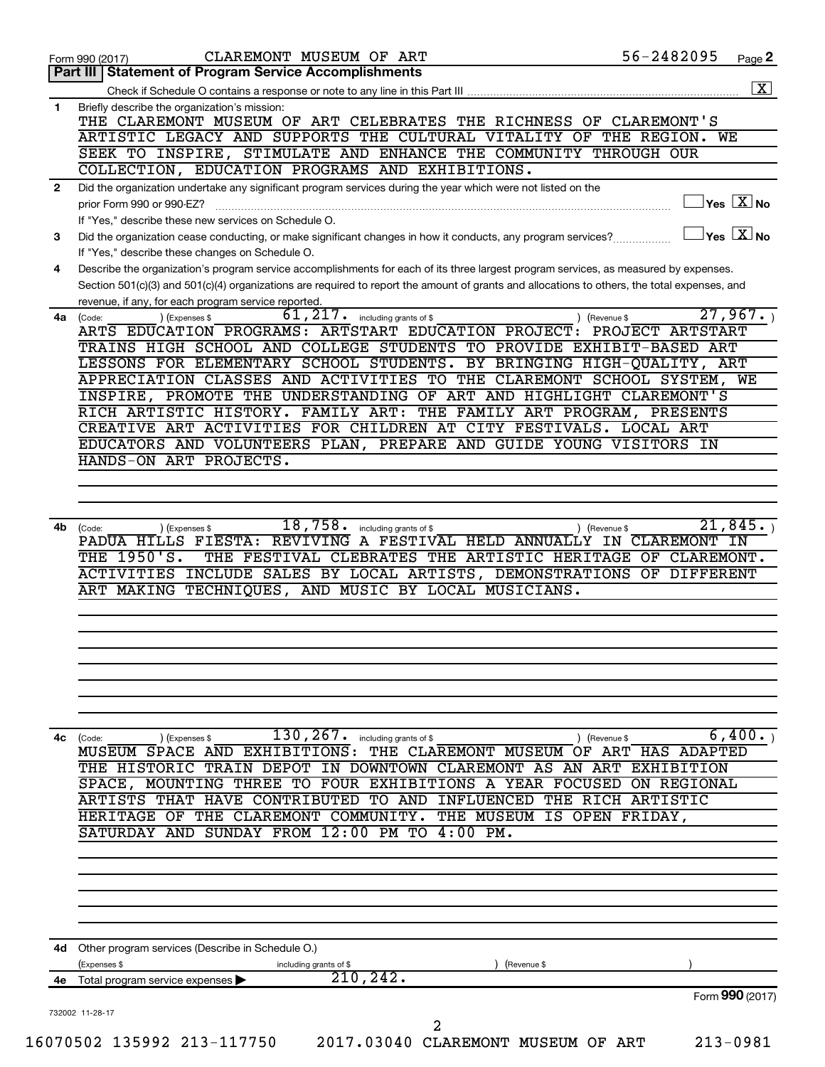Form 990 (2017) CLAREMONT MUSEUM OF ART 56-2482095 Page **2**

**Part III | Statement of Program Service Accomplishments**

Check if Schedule O contains a response or note to any line in this Part III ..... [X]

**1** Briefly describe the organization's mission:

THE CLAREMONT MUSEUM OF ART CELEBRATES THE RICHNESS OF CLAREMONT'S ARTISTIC LEGACY AND SUPPORTS THE CULTURAL VITALITY OF THE REGION. WE SEEK TO INSPIRE, STIMULATE AND ENHANCE THE COMMUNITY THROUGH OUR COLLECTION, EDUCATION PROGRAMS AND EXHIBITIONS.

**2** Did the organization undertake any significant program services during the year which were not listed on the prior Form 990 or 990-EZ? ..... [ ] Yes [X] No

If "Yes," describe these new services on Schedule O.

**3** Did the organization cease conducting, or make significant changes in how it conducts, any program services? ..... [ ] Yes [X] No

If "Yes," describe these changes on Schedule O.

**4** Describe the organization's program service accomplishments for each of its three largest program services, as measured by expenses. Section 501(c)(3) and 501(c)(4) organizations are required to report the amount of grants and allocations to others, the total expenses, and revenue, if any, for each program service reported.

**4a** (Code: ) (Expenses $ 61,217. including grants of $ ) (Revenue $ 27,967. )

ARTS EDUCATION PROGRAMS: ARTSTART EDUCATION PROJECT: PROJECT ARTSTART TRAINS HIGH SCHOOL AND COLLEGE STUDENTS TO PROVIDE EXHIBIT-BASED ART LESSONS FOR ELEMENTARY SCHOOL STUDENTS. BY BRINGING HIGH-QUALITY, ART APPRECIATION CLASSES AND ACTIVITIES TO THE CLAREMONT SCHOOL SYSTEM, WE INSPIRE, PROMOTE THE UNDERSTANDING OF ART AND HIGHLIGHT CLAREMONT'S RICH ARTISTIC HISTORY. FAMILY ART: THE FAMILY ART PROGRAM, PRESENTS CREATIVE ART ACTIVITIES FOR CHILDREN AT CITY FESTIVALS. LOCAL ART EDUCATORS AND VOLUNTEERS PLAN, PREPARE AND GUIDE YOUNG VISITORS IN HANDS-ON ART PROJECTS.

**4b** (Code: ) (Expenses $ 18,758. including grants of $ ) (Revenue $ 21,845. )

PADUA HILLS FIESTA: REVIVING A FESTIVAL HELD ANNUALLY IN CLAREMONT IN THE 1950'S. THE FESTIVAL CLEBRATES THE ARTISTIC HERITAGE OF CLAREMONT. ACTIVITIES INCLUDE SALES BY LOCAL ARTISTS, DEMONSTRATIONS OF DIFFERENT ART MAKING TECHNIQUES, AND MUSIC BY LOCAL MUSICIANS.

**4c** (Code: ) (Expenses $ 130,267. including grants of $ ) (Revenue $ 6,400. )

MUSEUM SPACE AND EXHIBITIONS: THE CLAREMONT MUSEUM OF ART HAS ADAPTED THE HISTORIC TRAIN DEPOT IN DOWNTOWN CLAREMONT AS AN ART EXHIBITION SPACE, MOUNTING THREE TO FOUR EXHIBITIONS A YEAR FOCUSED ON REGIONAL ARTISTS THAT HAVE CONTRIBUTED TO AND INFLUENCED THE RICH ARTISTIC HERITAGE OF THE CLAREMONT COMMUNITY. THE MUSEUM IS OPEN FRIDAY, SATURDAY AND SUNDAY FROM 12:00 PM TO 4:00 PM.

**4d** Other program services (Describe in Schedule O.)

(Expenses $ including grants of $ ) (Revenue $ )

**4e** Total program service expenses ▶ 210,242.

Form **990** (2017)

732002 11-28-17

16070502 135992 213-117750 2017.03040 CLAREMONT MUSEUM OF ART 213-0981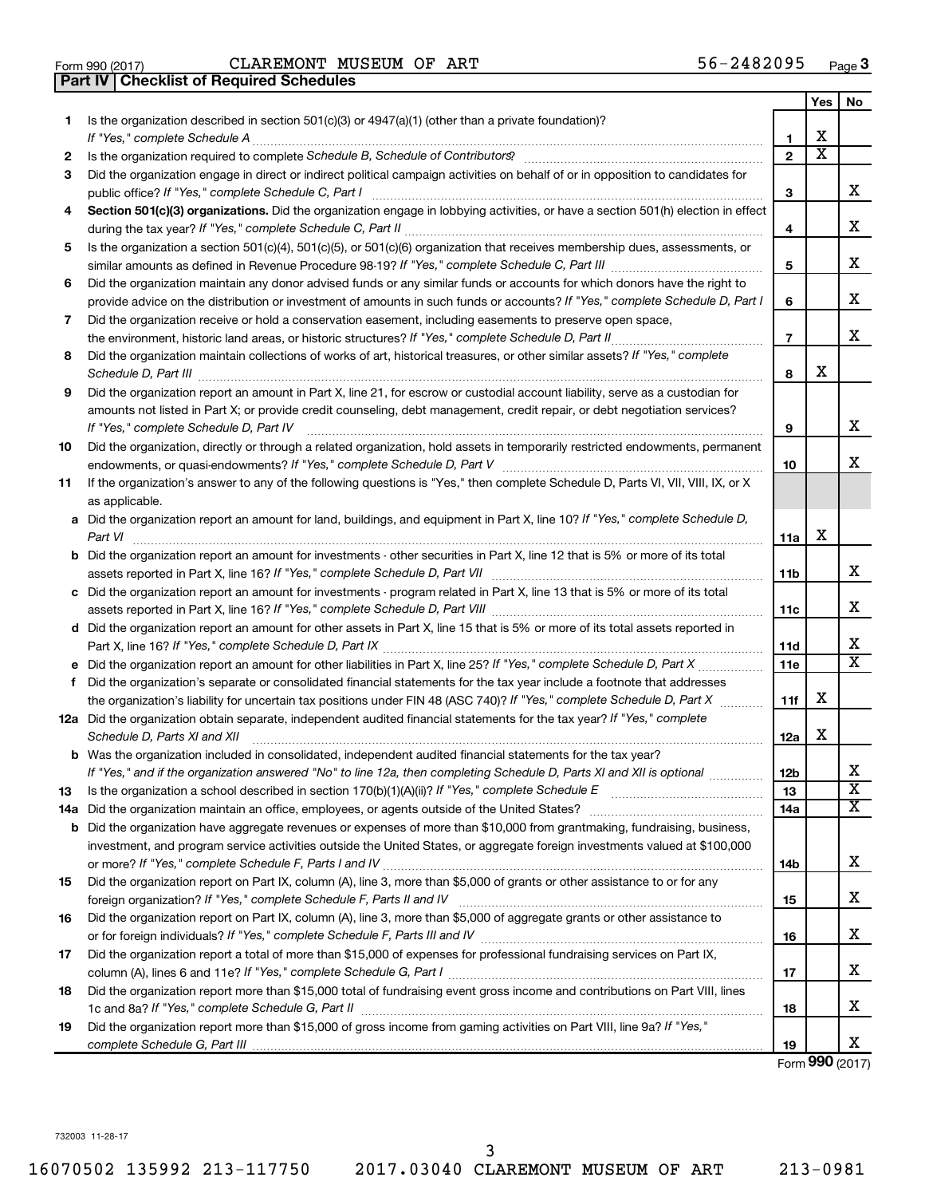Form 990 (2017) CLAREMONT MUSEUM OF ART 56-2482095

## Part IV | Checklist of Required Schedules

| | | | Yes | No |
|---|---|---|---|---|
| 1 | Is the organization described in section 501(c)(3) or 4947(a)(1) (other than a private foundation)? *If "Yes," complete Schedule A* | 1 | X | |
| 2 | Is the organization required to complete *Schedule B, Schedule of Contributors*? | 2 | X | |
| 3 | Did the organization engage in direct or indirect political campaign activities on behalf of or in opposition to candidates for public office? *If "Yes," complete Schedule C, Part I* | 3 | | X |
| 4 | **Section 501(c)(3) organizations.** Did the organization engage in lobbying activities, or have a section 501(h) election in effect during the tax year? *If "Yes," complete Schedule C, Part II* | 4 | | X |
| 5 | Is the organization a section 501(c)(4), 501(c)(5), or 501(c)(6) organization that receives membership dues, assessments, or similar amounts as defined in Revenue Procedure 98-19? *If "Yes," complete Schedule C, Part III* | 5 | | X |
| 6 | Did the organization maintain any donor advised funds or any similar funds or accounts for which donors have the right to provide advice on the distribution or investment of amounts in such funds or accounts? *If "Yes," complete Schedule D, Part I* | 6 | | X |
| 7 | Did the organization receive or hold a conservation easement, including easements to preserve open space, the environment, historic land areas, or historic structures? *If "Yes," complete Schedule D, Part II* | 7 | | X |
| 8 | Did the organization maintain collections of works of art, historical treasures, or other similar assets? *If "Yes," complete Schedule D, Part III* | 8 | X | |
| 9 | Did the organization report an amount in Part X, line 21, for escrow or custodial account liability, serve as a custodian for amounts not listed in Part X; or provide credit counseling, debt management, credit repair, or debt negotiation services? *If "Yes," complete Schedule D, Part IV* | 9 | | X |
| 10 | Did the organization, directly or through a related organization, hold assets in temporarily restricted endowments, permanent endowments, or quasi-endowments? *If "Yes," complete Schedule D, Part V* | 10 | | X |
| 11 | If the organization's answer to any of the following questions is "Yes," then complete Schedule D, Parts VI, VII, VIII, IX, or X as applicable. | | | |
| a | Did the organization report an amount for land, buildings, and equipment in Part X, line 10? *If "Yes," complete Schedule D, Part VI* | 11a | X | |
| b | Did the organization report an amount for investments - other securities in Part X, line 12 that is 5% or more of its total assets reported in Part X, line 16? *If "Yes," complete Schedule D, Part VII* | 11b | | X |
| c | Did the organization report an amount for investments - program related in Part X, line 13 that is 5% or more of its total assets reported in Part X, line 16? *If "Yes," complete Schedule D, Part VIII* | 11c | | X |
| d | Did the organization report an amount for other assets in Part X, line 15 that is 5% or more of its total assets reported in Part X, line 16? *If "Yes," complete Schedule D, Part IX* | 11d | | X |
| e | Did the organization report an amount for other liabilities in Part X, line 25? *If "Yes," complete Schedule D, Part X* | 11e | | X |
| f | Did the organization's separate or consolidated financial statements for the tax year include a footnote that addresses the organization's liability for uncertain tax positions under FIN 48 (ASC 740)? *If "Yes," complete Schedule D, Part X* | 11f | X | |
| 12a | Did the organization obtain separate, independent audited financial statements for the tax year? *If "Yes," complete Schedule D, Parts XI and XII* | 12a | X | |
| b | Was the organization included in consolidated, independent audited financial statements for the tax year? *If "Yes," and if the organization answered "No" to line 12a, then completing Schedule D, Parts XI and XII is optional* | 12b | | X |
| 13 | Is the organization a school described in section 170(b)(1)(A)(ii)? *If "Yes," complete Schedule E* | 13 | | X |
| 14a | Did the organization maintain an office, employees, or agents outside of the United States? | 14a | | X |
| b | Did the organization have aggregate revenues or expenses of more than $10,000 from grantmaking, fundraising, business, investment, and program service activities outside the United States, or aggregate foreign investments valued at $100,000 or more? *If "Yes," complete Schedule F, Parts I and IV* | 14b | | X |
| 15 | Did the organization report on Part IX, column (A), line 3, more than $5,000 of grants or other assistance to or for any foreign organization? *If "Yes," complete Schedule F, Parts II and IV* | 15 | | X |
| 16 | Did the organization report on Part IX, column (A), line 3, more than $5,000 of aggregate grants or other assistance to or for foreign individuals? *If "Yes," complete Schedule F, Parts III and IV* | 16 | | X |
| 17 | Did the organization report a total of more than $15,000 of expenses for professional fundraising services on Part IX, column (A), lines 6 and 11e? *If "Yes," complete Schedule G, Part I* | 17 | | X |
| 18 | Did the organization report more than $15,000 total of fundraising event gross income and contributions on Part VIII, lines 1c and 8a? *If "Yes," complete Schedule G, Part II* | 18 | | X |
| 19 | Did the organization report more than $15,000 of gross income from gaming activities on Part VIII, line 9a? *If "Yes," complete Schedule G, Part III* | 19 | | X |

Form **990** (2017)

732003 11-28-17

16070502 135992 213-117750 2017.03040 CLAREMONT MUSEUM OF ART 213-0981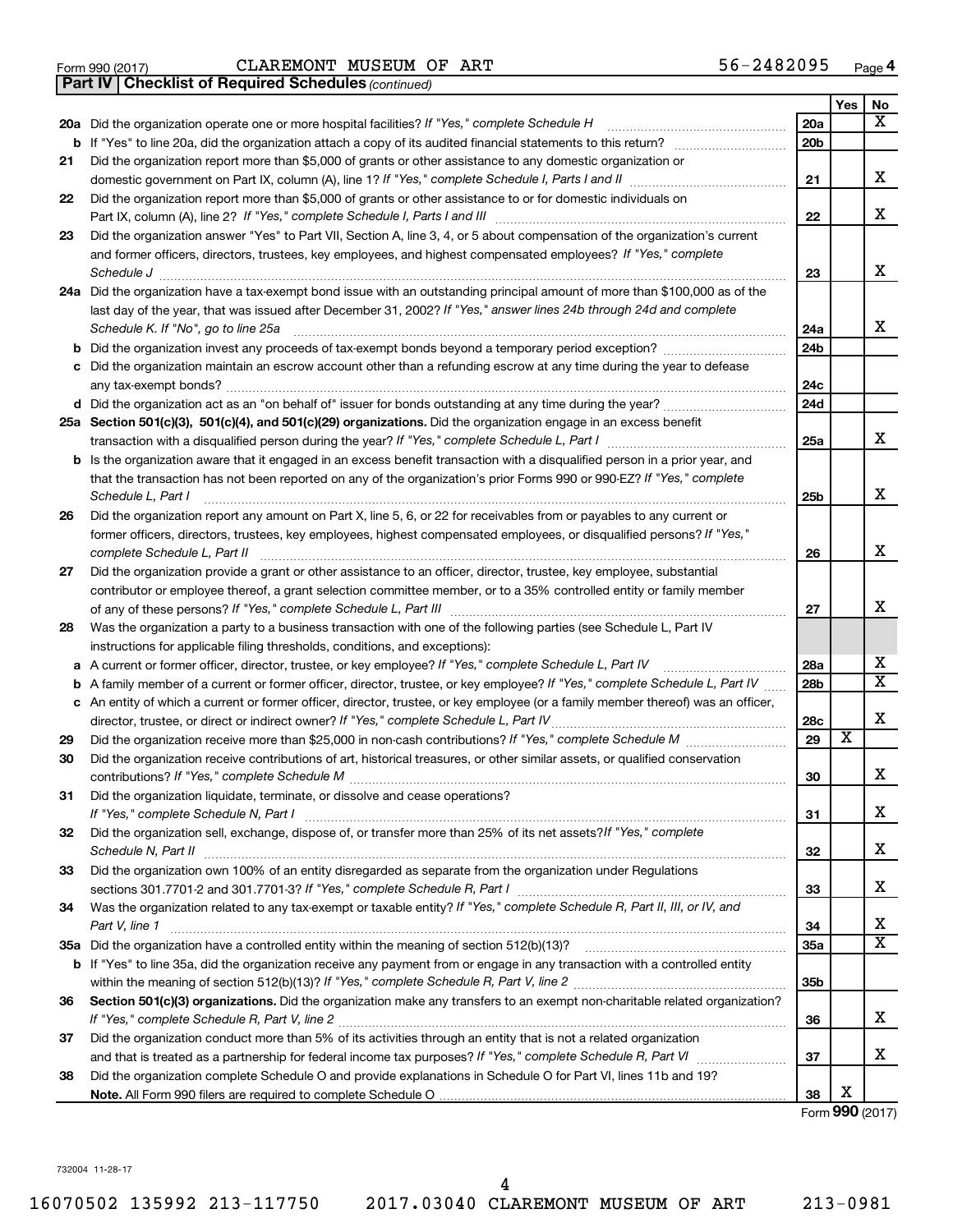Form 990 (2017) CLAREMONT MUSEUM OF ART 56-2482095 Page 4

**Part IV | Checklist of Required Schedules** *(continued)*

| | | | Yes | No |
|---|---|---|---|---|
| 20a | Did the organization operate one or more hospital facilities? *If "Yes," complete Schedule H* | 20a | | X |
| b | If "Yes" to line 20a, did the organization attach a copy of its audited financial statements to this return? | 20b | | |
| 21 | Did the organization report more than $5,000 of grants or other assistance to any domestic organization or domestic government on Part IX, column (A), line 1? *If "Yes," complete Schedule I, Parts I and II* | 21 | | X |
| 22 | Did the organization report more than $5,000 of grants or other assistance to or for domestic individuals on Part IX, column (A), line 2? *If "Yes," complete Schedule I, Parts I and III* | 22 | | X |
| 23 | Did the organization answer "Yes" to Part VII, Section A, line 3, 4, or 5 about compensation of the organization's current and former officers, directors, trustees, key employees, and highest compensated employees? *If "Yes," complete Schedule J* | 23 | | X |
| 24a | Did the organization have a tax-exempt bond issue with an outstanding principal amount of more than $100,000 as of the last day of the year, that was issued after December 31, 2002? *If "Yes," answer lines 24b through 24d and complete Schedule K. If "No", go to line 25a* | 24a | | X |
| b | Did the organization invest any proceeds of tax-exempt bonds beyond a temporary period exception? | 24b | | |
| c | Did the organization maintain an escrow account other than a refunding escrow at any time during the year to defease any tax-exempt bonds? | 24c | | |
| d | Did the organization act as an "on behalf of" issuer for bonds outstanding at any time during the year? | 24d | | |
| 25a | **Section 501(c)(3), 501(c)(4), and 501(c)(29) organizations.** Did the organization engage in an excess benefit transaction with a disqualified person during the year? *If "Yes," complete Schedule L, Part I* | 25a | | X |
| b | Is the organization aware that it engaged in an excess benefit transaction with a disqualified person in a prior year, and that the transaction has not been reported on any of the organization's prior Forms 990 or 990-EZ? *If "Yes," complete Schedule L, Part I* | 25b | | X |
| 26 | Did the organization report any amount on Part X, line 5, 6, or 22 for receivables from or payables to any current or former officers, directors, trustees, key employees, highest compensated employees, or disqualified persons? *If "Yes," complete Schedule L, Part II* | 26 | | X |
| 27 | Did the organization provide a grant or other assistance to an officer, director, trustee, key employee, substantial contributor or employee thereof, a grant selection committee member, or to a 35% controlled entity or family member of any of these persons? *If "Yes," complete Schedule L, Part III* | 27 | | X |
| 28 | Was the organization a party to a business transaction with one of the following parties (see Schedule L, Part IV instructions for applicable filing thresholds, conditions, and exceptions): | | | |
| a | A current or former officer, director, trustee, or key employee? *If "Yes," complete Schedule L, Part IV* | 28a | | X |
| b | A family member of a current or former officer, director, trustee, or key employee? *If "Yes," complete Schedule L, Part IV* | 28b | | X |
| c | An entity of which a current or former officer, director, trustee, or key employee (or a family member thereof) was an officer, director, trustee, or direct or indirect owner? *If "Yes," complete Schedule L, Part IV* | 28c | | X |
| 29 | Did the organization receive more than $25,000 in non-cash contributions? *If "Yes," complete Schedule M* | 29 | X | |
| 30 | Did the organization receive contributions of art, historical treasures, or other similar assets, or qualified conservation contributions? *If "Yes," complete Schedule M* | 30 | | X |
| 31 | Did the organization liquidate, terminate, or dissolve and cease operations? *If "Yes," complete Schedule N, Part I* | 31 | | X |
| 32 | Did the organization sell, exchange, dispose of, or transfer more than 25% of its net assets? *If "Yes," complete Schedule N, Part II* | 32 | | X |
| 33 | Did the organization own 100% of an entity disregarded as separate from the organization under Regulations sections 301.7701-2 and 301.7701-3? *If "Yes," complete Schedule R, Part I* | 33 | | X |
| 34 | Was the organization related to any tax-exempt or taxable entity? *If "Yes," complete Schedule R, Part II, III, or IV, and Part V, line 1* | 34 | | X |
| 35a | Did the organization have a controlled entity within the meaning of section 512(b)(13)? | 35a | | X |
| b | If "Yes" to line 35a, did the organization receive any payment from or engage in any transaction with a controlled entity within the meaning of section 512(b)(13)? *If "Yes," complete Schedule R, Part V, line 2* | 35b | | |
| 36 | **Section 501(c)(3) organizations.** Did the organization make any transfers to an exempt non-charitable related organization? *If "Yes," complete Schedule R, Part V, line 2* | 36 | | X |
| 37 | Did the organization conduct more than 5% of its activities through an entity that is not a related organization and that is treated as a partnership for federal income tax purposes? *If "Yes," complete Schedule R, Part VI* | 37 | | X |
| 38 | Did the organization complete Schedule O and provide explanations in Schedule O for Part VI, lines 11b and 19? **Note.** All Form 990 filers are required to complete Schedule O | 38 | X | |

Form **990** (2017)

732004 11-28-17

16070502 135992 213-117750 2017.03040 CLAREMONT MUSEUM OF ART 213-0981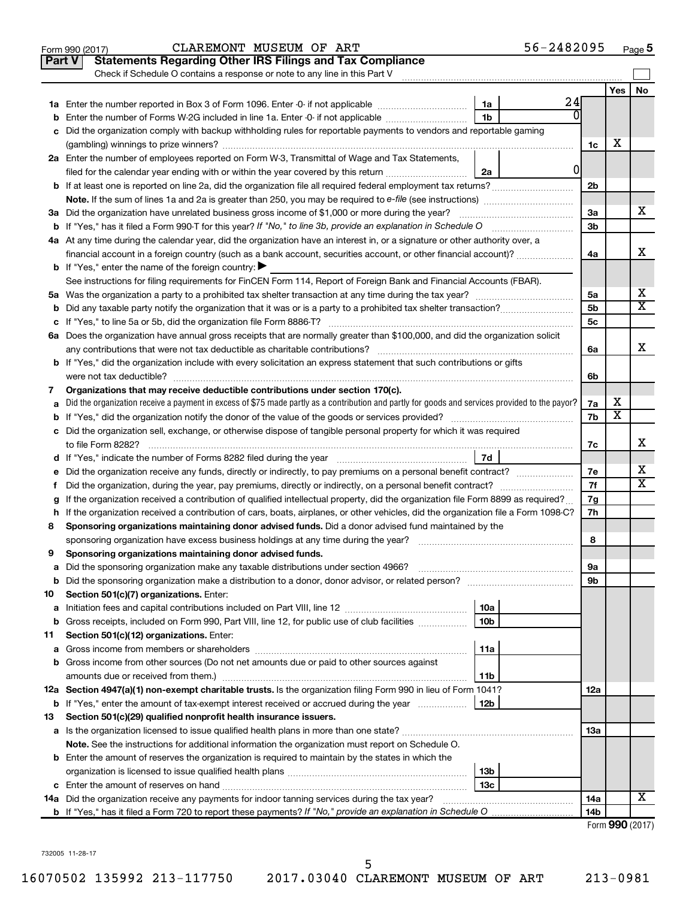Form 990 (2017) CLAREMONT MUSEUM OF ART 56-2482095 Page 5

## Part V Statements Regarding Other IRS Filings and Tax Compliance

Check if Schedule O contains a response or note to any line in this Part V

| | | | | | Yes | No |
|---|---|---|---|---|---|---|
| **1a** | Enter the number reported in Box 3 of Form 1096. Enter -0- if not applicable | 1a | 24 | | | |
| **b** | Enter the number of Forms W-2G included in line 1a. Enter -0- if not applicable | 1b | 0 | | | |
| **c** | Did the organization comply with backup withholding rules for reportable payments to vendors and reportable gaming (gambling) winnings to prize winners? | | | 1c | X | |
| **2a** | Enter the number of employees reported on Form W-3, Transmittal of Wage and Tax Statements, filed for the calendar year ending with or within the year covered by this return | 2a | 0 | | | |
| **b** | If at least one is reported on line 2a, did the organization file all required federal employment tax returns? | | | 2b | | |
| | **Note.** If the sum of lines 1a and 2a is greater than 250, you may be required to *e-file* (see instructions) | | | | | |
| **3a** | Did the organization have unrelated business gross income of $1,000 or more during the year? | | | 3a | | X |
| **b** | If "Yes," has it filed a Form 990-T for this year? *If "No," to line 3b, provide an explanation in Schedule O* | | | 3b | | |
| **4a** | At any time during the calendar year, did the organization have an interest in, or a signature or other authority over, a financial account in a foreign country (such as a bank account, securities account, or other financial account)? | | | 4a | | X |
| **b** | If "Yes," enter the name of the foreign country: ▶ | | | | | |
| | See instructions for filing requirements for FinCEN Form 114, Report of Foreign Bank and Financial Accounts (FBAR). | | | | | |
| **5a** | Was the organization a party to a prohibited tax shelter transaction at any time during the tax year? | | | 5a | | X |
| **b** | Did any taxable party notify the organization that it was or is a party to a prohibited tax shelter transaction? | | | 5b | | X |
| **c** | If "Yes," to line 5a or 5b, did the organization file Form 8886-T? | | | 5c | | |
| **6a** | Does the organization have annual gross receipts that are normally greater than $100,000, and did the organization solicit any contributions that were not tax deductible as charitable contributions? | | | 6a | | X |
| **b** | If "Yes," did the organization include with every solicitation an express statement that such contributions or gifts were not tax deductible? | | | 6b | | |
| **7** | **Organizations that may receive deductible contributions under section 170(c).** | | | | | |
| **a** | Did the organization receive a payment in excess of $75 made partly as a contribution and partly for goods and services provided to the payor? | | | 7a | X | |
| **b** | If "Yes," did the organization notify the donor of the value of the goods or services provided? | | | 7b | X | |
| **c** | Did the organization sell, exchange, or otherwise dispose of tangible personal property for which it was required to file Form 8282? | | | 7c | | X |
| **d** | If "Yes," indicate the number of Forms 8282 filed during the year | 7d | | | | |
| **e** | Did the organization receive any funds, directly or indirectly, to pay premiums on a personal benefit contract? | | | 7e | | X |
| **f** | Did the organization, during the year, pay premiums, directly or indirectly, on a personal benefit contract? | | | 7f | | X |
| **g** | If the organization received a contribution of qualified intellectual property, did the organization file Form 8899 as required? | | | 7g | | |
| **h** | If the organization received a contribution of cars, boats, airplanes, or other vehicles, did the organization file a Form 1098-C? | | | 7h | | |
| **8** | **Sponsoring organizations maintaining donor advised funds.** Did a donor advised fund maintained by the sponsoring organization have excess business holdings at any time during the year? | | | 8 | | |
| **9** | **Sponsoring organizations maintaining donor advised funds.** | | | | | |
| **a** | Did the sponsoring organization make any taxable distributions under section 4966? | | | 9a | | |
| **b** | Did the sponsoring organization make a distribution to a donor, donor advisor, or related person? | | | 9b | | |
| **10** | **Section 501(c)(7) organizations.** Enter: | | | | | |
| **a** | Initiation fees and capital contributions included on Part VIII, line 12 | 10a | | | | |
| **b** | Gross receipts, included on Form 990, Part VIII, line 12, for public use of club facilities | 10b | | | | |
| **11** | **Section 501(c)(12) organizations.** Enter: | | | | | |
| **a** | Gross income from members or shareholders | 11a | | | | |
| **b** | Gross income from other sources (Do not net amounts due or paid to other sources against amounts due or received from them.) | 11b | | | | |
| **12a** | **Section 4947(a)(1) non-exempt charitable trusts.** Is the organization filing Form 990 in lieu of Form 1041? | | | 12a | | |
| **b** | If "Yes," enter the amount of tax-exempt interest received or accrued during the year | 12b | | | | |
| **13** | **Section 501(c)(29) qualified nonprofit health insurance issuers.** | | | | | |
| **a** | Is the organization licensed to issue qualified health plans in more than one state? | | | 13a | | |
| | **Note.** See the instructions for additional information the organization must report on Schedule O. | | | | | |
| **b** | Enter the amount of reserves the organization is required to maintain by the states in which the organization is licensed to issue qualified health plans | 13b | | | | |
| **c** | Enter the amount of reserves on hand | 13c | | | | |
| **14a** | Did the organization receive any payments for indoor tanning services during the tax year? | | | 14a | | X |
| **b** | If "Yes," has it filed a Form 720 to report these payments? *If "No," provide an explanation in Schedule O* | | | 14b | | |

Form **990** (2017)

732005 11-28-17

16070502 135992 213-117750 2017.03040 CLAREMONT MUSEUM OF ART 213-0981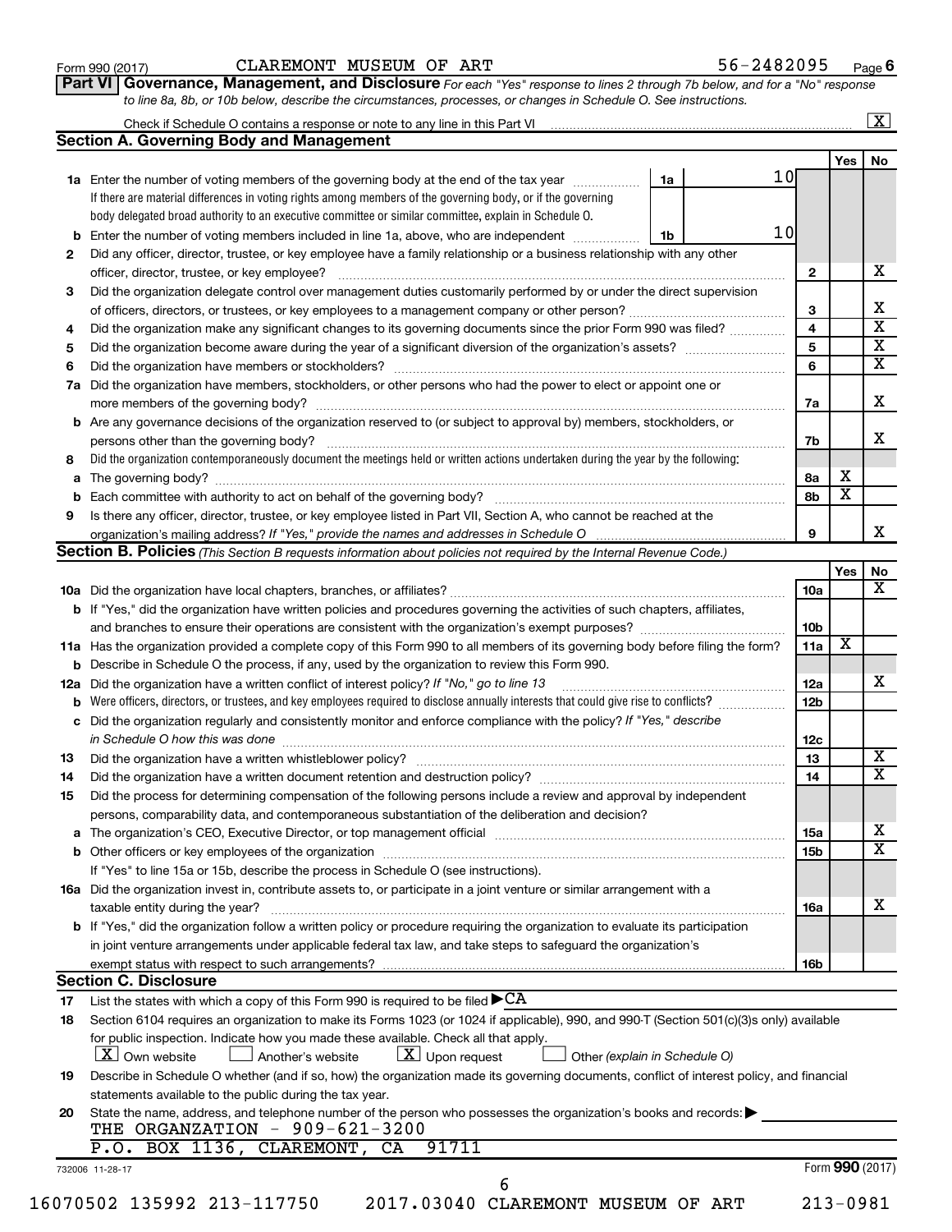Form 990 (2017) CLAREMONT MUSEUM OF ART 56-2482095 Page **6**

## Part VI Governance, Management, and Disclosure

*For each "Yes" response to lines 2 through 7b below, and for a "No" response to line 8a, 8b, or 10b below, describe the circumstances, processes, or changes in Schedule O. See instructions.*

Check if Schedule O contains a response or note to any line in this Part VI ..... [X]

### Section A. Governing Body and Management

| | | | | Yes | No |
|---|---|---|---|---|---|
| **1a** | Enter the number of voting members of the governing body at the end of the tax year ..... If there are material differences in voting rights among members of the governing body, or if the governing body delegated broad authority to an executive committee or similar committee, explain in Schedule O. | 1a: 10 | | | |
| **b** | Enter the number of voting members included in line 1a, above, who are independent ..... | 1b: 10 | | | |
| **2** | Did any officer, director, trustee, or key employee have a family relationship or a business relationship with any other officer, director, trustee, or key employee? ..... | | 2 | | X |
| **3** | Did the organization delegate control over management duties customarily performed by or under the direct supervision of officers, directors, or trustees, or key employees to a management company or other person? ..... | | 3 | | X |
| **4** | Did the organization make any significant changes to its governing documents since the prior Form 990 was filed? ..... | | 4 | | X |
| **5** | Did the organization become aware during the year of a significant diversion of the organization's assets? ..... | | 5 | | X |
| **6** | Did the organization have members or stockholders? ..... | | 6 | | X |
| **7a** | Did the organization have members, stockholders, or other persons who had the power to elect or appoint one or more members of the governing body? ..... | | 7a | | X |
| **b** | Are any governance decisions of the organization reserved to (or subject to approval by) members, stockholders, or persons other than the governing body? ..... | | 7b | | X |
| **8** | Did the organization contemporaneously document the meetings held or written actions undertaken during the year by the following: | | | | |
| **a** | The governing body? ..... | | 8a | X | |
| **b** | Each committee with authority to act on behalf of the governing body? ..... | | 8b | X | |
| **9** | Is there any officer, director, trustee, or key employee listed in Part VII, Section A, who cannot be reached at the organization's mailing address? *If "Yes," provide the names and addresses in Schedule O* ..... | | 9 | | X |

### Section B. Policies *(This Section B requests information about policies not required by the Internal Revenue Code.)*

| | | | Yes | No |
|---|---|---|---|---|
| **10a** | Did the organization have local chapters, branches, or affiliates? ..... | 10a | | X |
| **b** | If "Yes," did the organization have written policies and procedures governing the activities of such chapters, affiliates, and branches to ensure their operations are consistent with the organization's exempt purposes? ..... | 10b | | |
| **11a** | Has the organization provided a complete copy of this Form 990 to all members of its governing body before filing the form? | 11a | X | |
| **b** | Describe in Schedule O the process, if any, used by the organization to review this Form 990. | | | |
| **12a** | Did the organization have a written conflict of interest policy? *If "No," go to line 13* ..... | 12a | | X |
| **b** | Were officers, directors, or trustees, and key employees required to disclose annually interests that could give rise to conflicts? ..... | 12b | | |
| **c** | Did the organization regularly and consistently monitor and enforce compliance with the policy? *If "Yes," describe in Schedule O how this was done* ..... | 12c | | |
| **13** | Did the organization have a written whistleblower policy? ..... | 13 | | X |
| **14** | Did the organization have a written document retention and destruction policy? ..... | 14 | | X |
| **15** | Did the process for determining compensation of the following persons include a review and approval by independent persons, comparability data, and contemporaneous substantiation of the deliberation and decision? | | | |
| **a** | The organization's CEO, Executive Director, or top management official ..... | 15a | | X |
| **b** | Other officers or key employees of the organization ..... | 15b | | X |
| | If "Yes" to line 15a or 15b, describe the process in Schedule O (see instructions). | | | |
| **16a** | Did the organization invest in, contribute assets to, or participate in a joint venture or similar arrangement with a taxable entity during the year? ..... | 16a | | X |
| **b** | If "Yes," did the organization follow a written policy or procedure requiring the organization to evaluate its participation in joint venture arrangements under applicable federal tax law, and take steps to safeguard the organization's exempt status with respect to such arrangements? ..... | 16b | | |

### Section C. Disclosure

**17** List the states with which a copy of this Form 990 is required to be filed ► CA

**18** Section 6104 requires an organization to make its Forms 1023 (or 1024 if applicable), 990, and 990-T (Section 501(c)(3)s only) available for public inspection. Indicate how you made these available. Check all that apply.

[X] Own website [ ] Another's website [X] Upon request [ ] Other *(explain in Schedule O)*

**19** Describe in Schedule O whether (and if so, how) the organization made its governing documents, conflict of interest policy, and financial statements available to the public during the tax year.

**20** State the name, address, and telephone number of the person who possesses the organization's books and records: ►

THE ORGANZATION - 909-621-3200
P.O. BOX 1136, CLAREMONT, CA 91711

732006 11-28-17 Form **990** (2017)

16070502 135992 213-117750 2017.03040 CLAREMONT MUSEUM OF ART 213-0981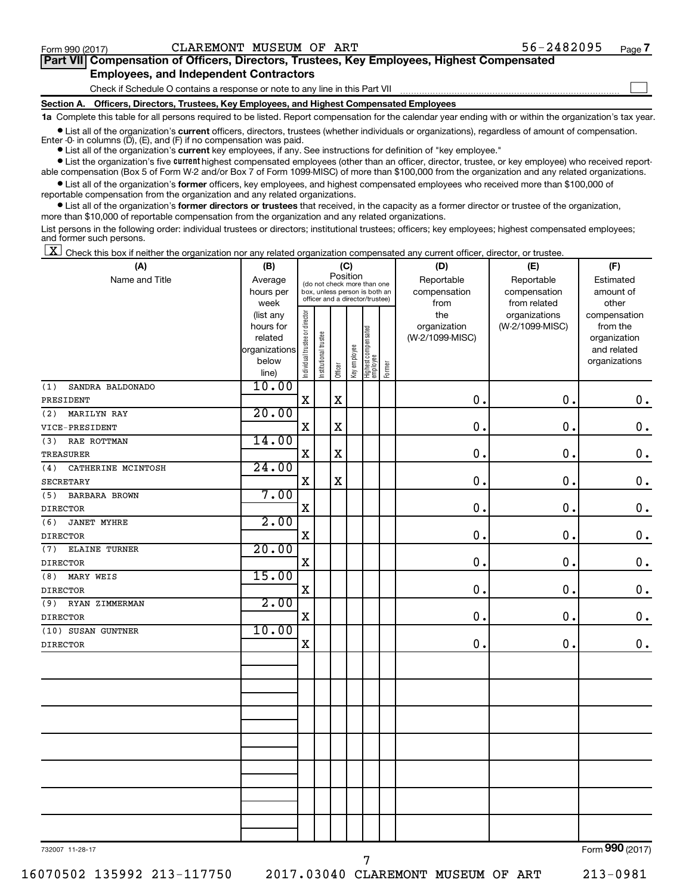Form 990 (2017) CLAREMONT MUSEUM OF ART 56-2482095 Page **7**

## Part VII Compensation of Officers, Directors, Trustees, Key Employees, Highest Compensated Employees, and Independent Contractors

Check if Schedule O contains a response or note to any line in this Part VII ☐

### Section A. Officers, Directors, Trustees, Key Employees, and Highest Compensated Employees

**1a** Complete this table for all persons required to be listed. Report compensation for the calendar year ending with or within the organization's tax year.

- List all of the organization's **current** officers, directors, trustees (whether individuals or organizations), regardless of amount of compensation. Enter -0- in columns (D), (E), and (F) if no compensation was paid.
- List all of the organization's **current** key employees, if any. See instructions for definition of "key employee."
- List the organization's five **current** highest compensated employees (other than an officer, director, trustee, or key employee) who received reportable compensation (Box 5 of Form W-2 and/or Box 7 of Form 1099-MISC) of more than $100,000 from the organization and any related organizations.
- List all of the organization's **former** officers, key employees, and highest compensated employees who received more than $100,000 of reportable compensation from the organization and any related organizations.
- List all of the organization's **former directors or trustees** that received, in the capacity as a former director or trustee of the organization, more than $10,000 of reportable compensation from the organization and any related organizations.

List persons in the following order: individual trustees or directors; institutional trustees; officers; key employees; highest compensated employees; and former such persons.

☒ Check this box if neither the organization nor any related organization compensated any current officer, director, or trustee.

| (A) Name and Title | (B) Average hours per week (list any hours for related organizations below line) | (C) Position: Individual trustee or director | Institutional trustee | Officer | Key employee | Highest compensated employee | Former | (D) Reportable compensation from the organization (W-2/1099-MISC) | (E) Reportable compensation from related organizations (W-2/1099-MISC) | (F) Estimated amount of other compensation from the organization and related organizations |
|---|---|---|---|---|---|---|---|---|---|---|
| (1) SANDRA BALDONADO<br>PRESIDENT | 10.00 | X | | X | | | | 0. | 0. | 0. |
| (2) MARILYN RAY<br>VICE-PRESIDENT | 20.00 | X | | X | | | | 0. | 0. | 0. |
| (3) RAE ROTTMAN<br>TREASURER | 14.00 | X | | X | | | | 0. | 0. | 0. |
| (4) CATHERINE MCINTOSH<br>SECRETARY | 24.00 | X | | X | | | | 0. | 0. | 0. |
| (5) BARBARA BROWN<br>DIRECTOR | 7.00 | X | | | | | | 0. | 0. | 0. |
| (6) JANET MYHRE<br>DIRECTOR | 2.00 | X | | | | | | 0. | 0. | 0. |
| (7) ELAINE TURNER<br>DIRECTOR | 20.00 | X | | | | | | 0. | 0. | 0. |
| (8) MARY WEIS<br>DIRECTOR | 15.00 | X | | | | | | 0. | 0. | 0. |
| (9) RYAN ZIMMERMAN<br>DIRECTOR | 2.00 | X | | | | | | 0. | 0. | 0. |
| (10) SUSAN GUNTNER<br>DIRECTOR | 10.00 | X | | | | | | 0. | 0. | 0. |

732007 11-28-17 Form **990** (2017)

16070502 135992 213-117750 2017.03040 CLAREMONT MUSEUM OF ART 213-0981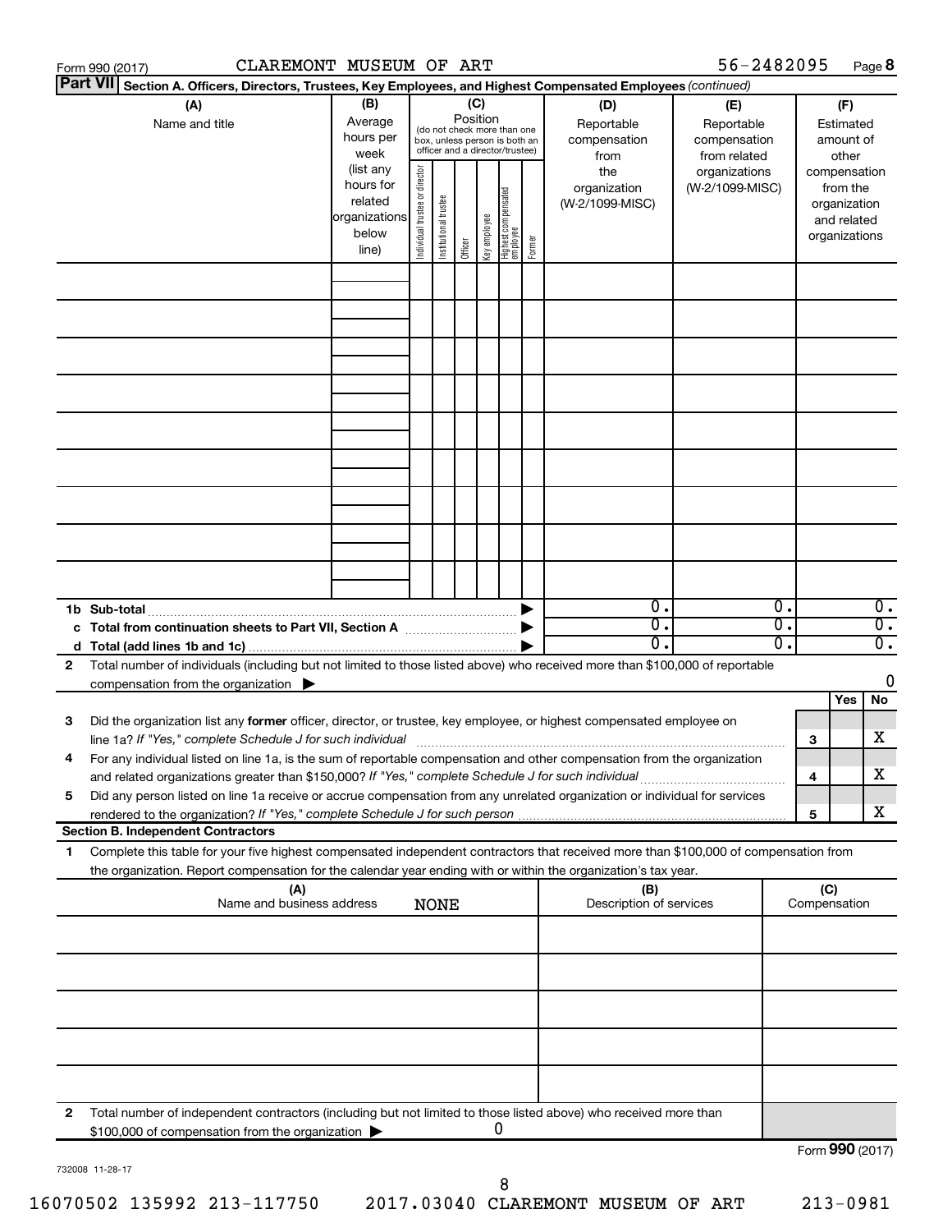Form 990 (2017) CLAREMONT MUSEUM OF ART 56-2482095

**Part VII** Section A. Officers, Directors, Trustees, Key Employees, and Highest Compensated Employees *(continued)*

| (A) Name and title | (B) Average hours per week (list any hours for related organizations below line) | (C) Position (do not check more than one box, unless person is both an officer and a director/trustee) | | | | | | (D) Reportable compensation from the organization (W-2/1099-MISC) | (E) Reportable compensation from related organizations (W-2/1099-MISC) | (F) Estimated amount of other compensation from the organization and related organizations |
|---|---|---|---|---|---|---|---|---|---|---|
| | | Individual trustee or director | Institutional trustee | Officer | Key employee | Highest compensated employee | Former | | | |
| | | | | | | | | | | |
| | | | | | | | | | | |
| | | | | | | | | | | |
| | | | | | | | | | | |
| | | | | | | | | | | |
| | | | | | | | | | | |
| | | | | | | | | | | |
| | | | | | | | | | | |
| | | | | | | | | | | |
| **1b Sub-total** | | | | | | | | 0. | 0. | 0. |
| **c Total from continuation sheets to Part VII, Section A** | | | | | | | | 0. | 0. | 0. |
| **d Total (add lines 1b and 1c)** | | | | | | | | 0. | 0. | 0. |

**2** Total number of individuals (including but not limited to those listed above) who received more than $100,000 of reportable compensation from the organization ▶ 0

| | | | Yes | No |
|---|---|---|---|---|
| **3** | Did the organization list any **former** officer, director, or trustee, key employee, or highest compensated employee on line 1a? *If "Yes," complete Schedule J for such individual* | 3 | | X |
| **4** | For any individual listed on line 1a, is the sum of reportable compensation and other compensation from the organization and related organizations greater than $150,000? *If "Yes," complete Schedule J for such individual* | 4 | | X |
| **5** | Did any person listed on line 1a receive or accrue compensation from any unrelated organization or individual for services rendered to the organization? *If "Yes," complete Schedule J for such person* | 5 | | X |

**Section B. Independent Contractors**

**1** Complete this table for your five highest compensated independent contractors that received more than $100,000 of compensation from the organization. Report compensation for the calendar year ending with or within the organization's tax year.

| (A) Name and business address NONE | (B) Description of services | (C) Compensation |
|---|---|---|
| | | |
| | | |
| | | |
| | | |
| | | |

**2** Total number of independent contractors (including but not limited to those listed above) who received more than $100,000 of compensation from the organization ▶ 0

Form **990** (2017)

732008 11-28-17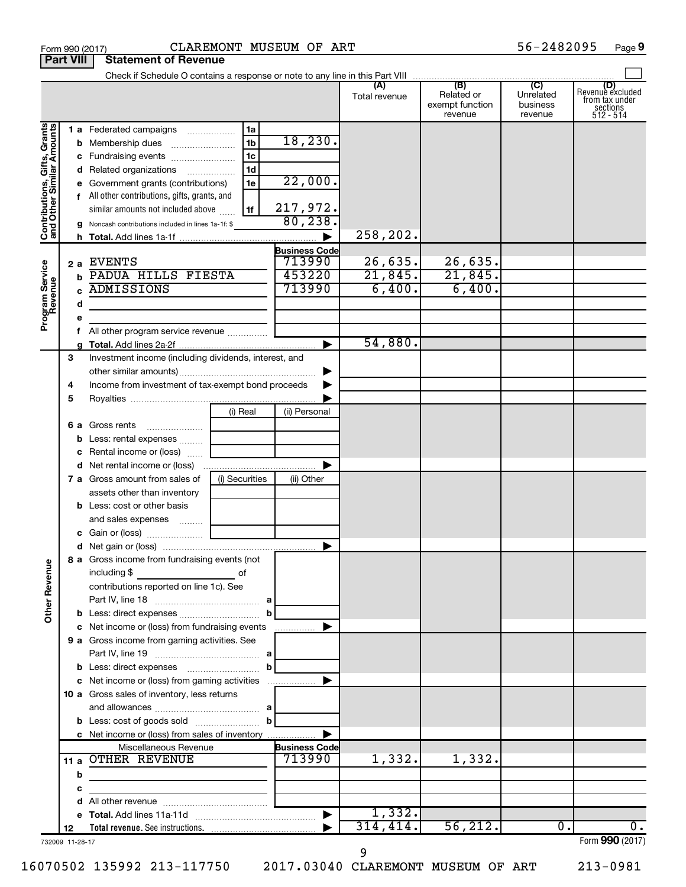Form 990 (2017) CLAREMONT MUSEUM OF ART 56-2482095 Page 9

## Part VIII Statement of Revenue

Check if Schedule O contains a response or note to any line in this Part VIII

| | | | | (A) Total revenue | (B) Related or exempt function revenue | (C) Unrelated business revenue | (D) Revenue excluded from tax under sections 512 - 514 |
|---|---|---|---|---|---|---|---|
| **Contributions, Gifts, Grants and Other Similar Amounts** | 1 a Federated campaigns | 1a | | | | | |
| | b Membership dues | 1b | 18,230. | | | | |
| | c Fundraising events | 1c | | | | | |
| | d Related organizations | 1d | | | | | |
| | e Government grants (contributions) | 1e | 22,000. | | | | |
| | f All other contributions, gifts, grants, and similar amounts not included above | 1f | 217,972. | | | | |
| | g Noncash contributions included in lines 1a-1f: $ | | 80,238. | | | | |
| | h Total. Add lines 1a-1f | | ▶ | 258,202. | | | |
| **Program Service Revenue** | | | Business Code | | | | |
| | 2 a EVENTS | | 713990 | 26,635. | 26,635. | | |
| | b PADUA HILLS FIESTA | | 453220 | 21,845. | 21,845. | | |
| | c ADMISSIONS | | 713990 | 6,400. | 6,400. | | |
| | d | | | | | | |
| | e | | | | | | |
| | f All other program service revenue | | | | | | |
| | g Total. Add lines 2a-2f | | ▶ | 54,880. | | | |
| **Other Revenue** | 3 Investment income (including dividends, interest, and other similar amounts) | | ▶ | | | | |
| | 4 Income from investment of tax-exempt bond proceeds | | ▶ | | | | |
| | 5 Royalties | | ▶ | | | | |
| | | (i) Real | (ii) Personal | | | | |
| | 6 a Gross rents | | | | | | |
| | b Less: rental expenses | | | | | | |
| | c Rental income or (loss) | | | | | | |
| | d Net rental income or (loss) | | ▶ | | | | |
| | | (i) Securities | (ii) Other | | | | |
| | 7 a Gross amount from sales of assets other than inventory | | | | | | |
| | b Less: cost or other basis and sales expenses | | | | | | |
| | c Gain or (loss) | | | | | | |
| | d Net gain or (loss) | | ▶ | | | | |
| | 8 a Gross income from fundraising events (not including $ ________ of contributions reported on line 1c). See Part IV, line 18 | a | | | | | |
| | b Less: direct expenses | b | | | | | |
| | c Net income or (loss) from fundraising events | | ▶ | | | | |
| | 9 a Gross income from gaming activities. See Part IV, line 19 | a | | | | | |
| | b Less: direct expenses | b | | | | | |
| | c Net income or (loss) from gaming activities | | ▶ | | | | |
| | 10 a Gross sales of inventory, less returns and allowances | a | | | | | |
| | b Less: cost of goods sold | b | | | | | |
| | c Net income or (loss) from sales of inventory | | ▶ | | | | |
| | Miscellaneous Revenue | | Business Code | | | | |
| | 11 a OTHER REVENUE | | 713990 | 1,332. | 1,332. | | |
| | b | | | | | | |
| | c | | | | | | |
| | d All other revenue | | | | | | |
| | e Total. Add lines 11a-11d | | ▶ | 1,332. | | | |
| | 12 Total revenue. See instructions. | | ▶ | 314,414. | 56,212. | 0. | 0. |

732009 11-28-17 Form 990 (2017)

16070502 135992 213-117750 2017.03040 CLAREMONT MUSEUM OF ART 213-0981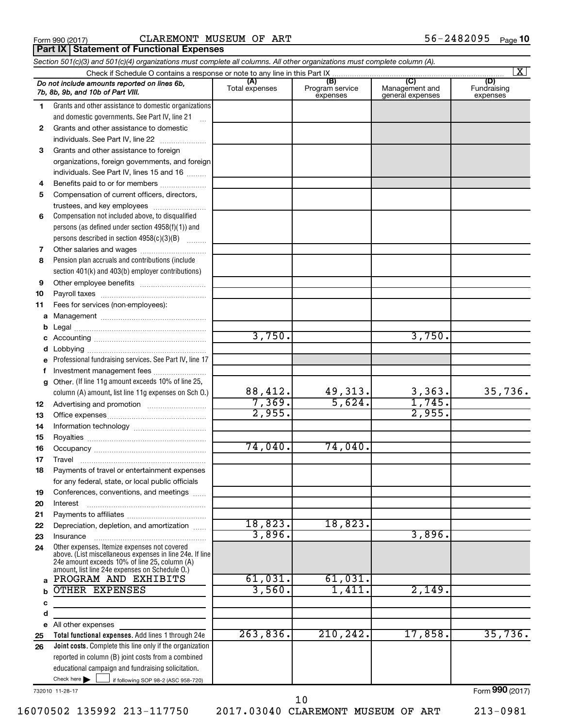Form 990 (2017) CLAREMONT MUSEUM OF ART 56-2482095 Page 10

## Part IX Statement of Functional Expenses

*Section 501(c)(3) and 501(c)(4) organizations must complete all columns. All other organizations must complete column (A).*

Check if Schedule O contains a response or note to any line in this Part IX [X]

| | *Do not include amounts reported on lines 6b, 7b, 8b, 9b, and 10b of Part VIII.* | (A) Total expenses | (B) Program service expenses | (C) Management and general expenses | (D) Fundraising expenses |
|---|---|---|---|---|---|
| 1 | Grants and other assistance to domestic organizations and domestic governments. See Part IV, line 21 | | | | |
| 2 | Grants and other assistance to domestic individuals. See Part IV, line 22 | | | | |
| 3 | Grants and other assistance to foreign organizations, foreign governments, and foreign individuals. See Part IV, lines 15 and 16 | | | | |
| 4 | Benefits paid to or for members | | | | |
| 5 | Compensation of current officers, directors, trustees, and key employees | | | | |
| 6 | Compensation not included above, to disqualified persons (as defined under section 4958(f)(1)) and persons described in section 4958(c)(3)(B) | | | | |
| 7 | Other salaries and wages | | | | |
| 8 | Pension plan accruals and contributions (include section 401(k) and 403(b) employer contributions) | | | | |
| 9 | Other employee benefits | | | | |
| 10 | Payroll taxes | | | | |
| 11 | Fees for services (non-employees): | | | | |
| a | Management | | | | |
| b | Legal | | | | |
| c | Accounting | 3,750. | | 3,750. | |
| d | Lobbying | | | | |
| e | Professional fundraising services. See Part IV, line 17 | | | | |
| f | Investment management fees | | | | |
| g | Other. (If line 11g amount exceeds 10% of line 25, column (A) amount, list line 11g expenses on Sch O.) | 88,412. | 49,313. | 3,363. | 35,736. |
| 12 | Advertising and promotion | 7,369. | 5,624. | 1,745. | |
| 13 | Office expenses | 2,955. | | 2,955. | |
| 14 | Information technology | | | | |
| 15 | Royalties | | | | |
| 16 | Occupancy | 74,040. | 74,040. | | |
| 17 | Travel | | | | |
| 18 | Payments of travel or entertainment expenses for any federal, state, or local public officials | | | | |
| 19 | Conferences, conventions, and meetings | | | | |
| 20 | Interest | | | | |
| 21 | Payments to affiliates | | | | |
| 22 | Depreciation, depletion, and amortization | 18,823. | 18,823. | | |
| 23 | Insurance | 3,896. | | 3,896. | |
| 24 | Other expenses. Itemize expenses not covered above. (List miscellaneous expenses in line 24e. If line 24e amount exceeds 10% of line 25, column (A) amount, list line 24e expenses on Schedule O.) | | | | |
| a | PROGRAM AND EXHIBITS | 61,031. | 61,031. | | |
| b | OTHER EXPENSES | 3,560. | 1,411. | 2,149. | |
| c | | | | | |
| d | | | | | |
| e | All other expenses | | | | |
| 25 | **Total functional expenses.** Add lines 1 through 24e | 263,836. | 210,242. | 17,858. | 35,736. |
| 26 | **Joint costs.** Complete this line only if the organization reported in column (B) joint costs from a combined educational campaign and fundraising solicitation. Check here [ ] if following SOP 98-2 (ASC 958-720) | | | | |

732010 11-28-17 Form **990** (2017)

16070502 135992 213-117750 2017.03040 CLAREMONT MUSEUM OF ART 213-0981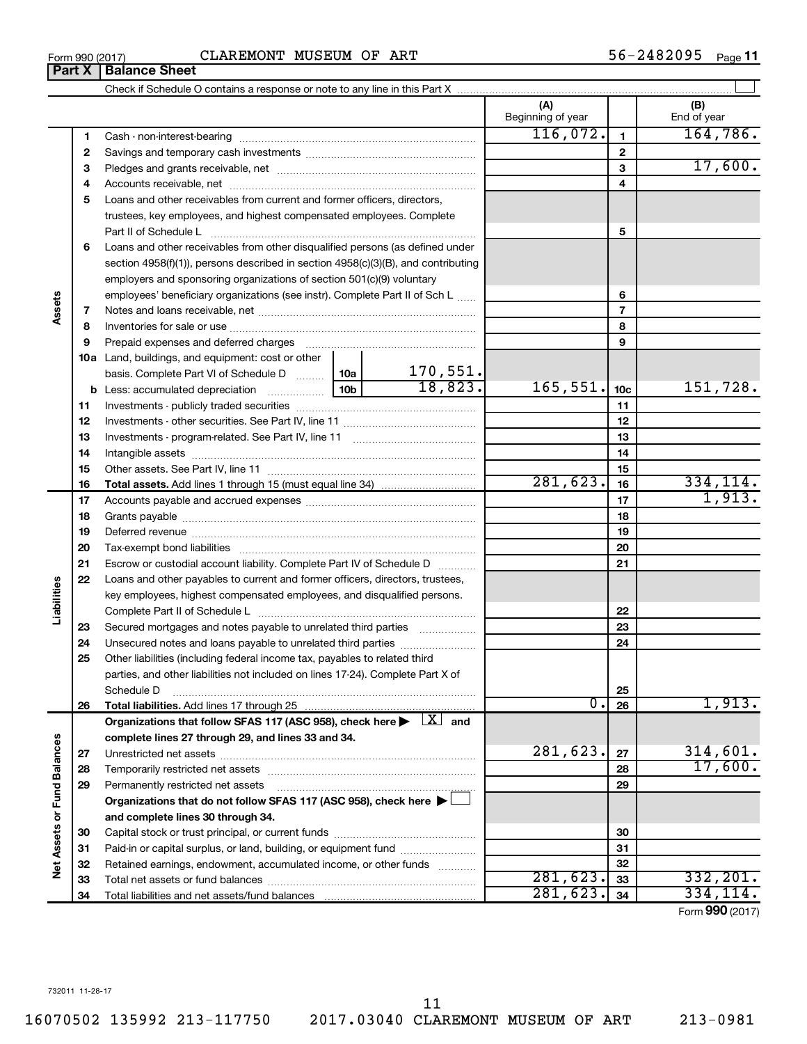Form 990 (2017) CLAREMONT MUSEUM OF ART 56-2482095 Page **11**

## Part X | Balance Sheet

Check if Schedule O contains a response or note to any line in this Part X ☐

| | | | | (A) Beginning of year | | (B) End of year |
|---|---|---|---|---|---|---|
| **Assets** | 1 | Cash - non-interest-bearing | | 116,072. | 1 | 164,786. |
| | 2 | Savings and temporary cash investments | | | 2 | |
| | 3 | Pledges and grants receivable, net | | | 3 | 17,600. |
| | 4 | Accounts receivable, net | | | 4 | |
| | 5 | Loans and other receivables from current and former officers, directors, trustees, key employees, and highest compensated employees. Complete Part II of Schedule L | | | 5 | |
| | 6 | Loans and other receivables from other disqualified persons (as defined under section 4958(f)(1)), persons described in section 4958(c)(3)(B), and contributing employers and sponsoring organizations of section 501(c)(9) voluntary employees' beneficiary organizations (see instr). Complete Part II of Sch L | | | 6 | |
| | 7 | Notes and loans receivable, net | | | 7 | |
| | 8 | Inventories for sale or use | | | 8 | |
| | 9 | Prepaid expenses and deferred charges | | | 9 | |
| | 10a | Land, buildings, and equipment: cost or other basis. Complete Part VI of Schedule D | 10a 170,551. | | | |
| | b | Less: accumulated depreciation | 10b 18,823. | 165,551. | 10c | 151,728. |
| | 11 | Investments - publicly traded securities | | | 11 | |
| | 12 | Investments - other securities. See Part IV, line 11 | | | 12 | |
| | 13 | Investments - program-related. See Part IV, line 11 | | | 13 | |
| | 14 | Intangible assets | | | 14 | |
| | 15 | Other assets. See Part IV, line 11 | | | 15 | |
| | 16 | **Total assets.** Add lines 1 through 15 (must equal line 34) | | 281,623. | 16 | 334,114. |
| **Liabilities** | 17 | Accounts payable and accrued expenses | | | 17 | 1,913. |
| | 18 | Grants payable | | | 18 | |
| | 19 | Deferred revenue | | | 19 | |
| | 20 | Tax-exempt bond liabilities | | | 20 | |
| | 21 | Escrow or custodial account liability. Complete Part IV of Schedule D | | | 21 | |
| | 22 | Loans and other payables to current and former officers, directors, trustees, key employees, highest compensated employees, and disqualified persons. Complete Part II of Schedule L | | | 22 | |
| | 23 | Secured mortgages and notes payable to unrelated third parties | | | 23 | |
| | 24 | Unsecured notes and loans payable to unrelated third parties | | | 24 | |
| | 25 | Other liabilities (including federal income tax, payables to related third parties, and other liabilities not included on lines 17-24). Complete Part X of Schedule D | | | 25 | |
| | 26 | **Total liabilities.** Add lines 17 through 25 | | 0. | 26 | 1,913. |
| **Net Assets or Fund Balances** | | **Organizations that follow SFAS 117 (ASC 958), check here ▶ ☒ and complete lines 27 through 29, and lines 33 and 34.** | | | | |
| | 27 | Unrestricted net assets | | 281,623. | 27 | 314,601. |
| | 28 | Temporarily restricted net assets | | | 28 | 17,600. |
| | 29 | Permanently restricted net assets | | | 29 | |
| | | **Organizations that do not follow SFAS 117 (ASC 958), check here ▶ ☐ and complete lines 30 through 34.** | | | | |
| | 30 | Capital stock or trust principal, or current funds | | | 30 | |
| | 31 | Paid-in or capital surplus, or land, building, or equipment fund | | | 31 | |
| | 32 | Retained earnings, endowment, accumulated income, or other funds | | | 32 | |
| | 33 | Total net assets or fund balances | | 281,623. | 33 | 332,201. |
| | 34 | Total liabilities and net assets/fund balances | | 281,623. | 34 | 334,114. |

Form **990** (2017)

732011 11-28-17

16070502 135992 213-117750 2017.03040 CLAREMONT MUSEUM OF ART 213-0981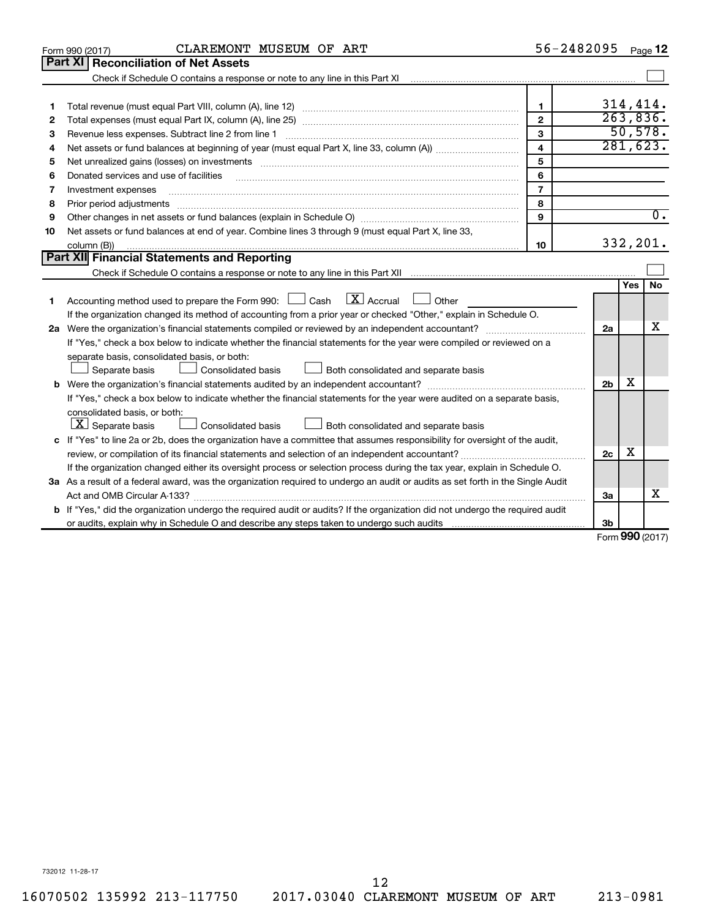Form 990 (2017) CLAREMONT MUSEUM OF ART 56-2482095 Page 12

## Part XI Reconciliation of Net Assets

Check if Schedule O contains a response or note to any line in this Part XI ☐

| | | | |
|---|---|---|---|
| 1 | Total revenue (must equal Part VIII, column (A), line 12) | 1 | 314,414. |
| 2 | Total expenses (must equal Part IX, column (A), line 25) | 2 | 263,836. |
| 3 | Revenue less expenses. Subtract line 2 from line 1 | 3 | 50,578. |
| 4 | Net assets or fund balances at beginning of year (must equal Part X, line 33, column (A)) | 4 | 281,623. |
| 5 | Net unrealized gains (losses) on investments | 5 | |
| 6 | Donated services and use of facilities | 6 | |
| 7 | Investment expenses | 7 | |
| 8 | Prior period adjustments | 8 | |
| 9 | Other changes in net assets or fund balances (explain in Schedule O) | 9 | 0. |
| 10 | Net assets or fund balances at end of year. Combine lines 3 through 9 (must equal Part X, line 33, column (B)) | 10 | 332,201. |

## Part XII Financial Statements and Reporting

Check if Schedule O contains a response or note to any line in this Part XII ☐

| | | | Yes | No |
|---|---|---|---|---|
| 1 | Accounting method used to prepare the Form 990: ☐ Cash ☒ Accrual ☐ Other ______<br>If the organization changed its method of accounting from a prior year or checked "Other," explain in Schedule O. | | | |
| 2a | Were the organization's financial statements compiled or reviewed by an independent accountant?<br>If "Yes," check a box below to indicate whether the financial statements for the year were compiled or reviewed on a separate basis, consolidated basis, or both:<br>☐ Separate basis ☐ Consolidated basis ☐ Both consolidated and separate basis | 2a | | X |
| b | Were the organization's financial statements audited by an independent accountant?<br>If "Yes," check a box below to indicate whether the financial statements for the year were audited on a separate basis, consolidated basis, or both:<br>☒ Separate basis ☐ Consolidated basis ☐ Both consolidated and separate basis | 2b | X | |
| c | If "Yes" to line 2a or 2b, does the organization have a committee that assumes responsibility for oversight of the audit, review, or compilation of its financial statements and selection of an independent accountant?<br>If the organization changed either its oversight process or selection process during the tax year, explain in Schedule O. | 2c | X | |
| 3a | As a result of a federal award, was the organization required to undergo an audit or audits as set forth in the Single Audit Act and OMB Circular A-133? | 3a | | X |
| b | If "Yes," did the organization undergo the required audit or audits? If the organization did not undergo the required audit or audits, explain why in Schedule O and describe any steps taken to undergo such audits | 3b | | |

Form **990** (2017)

732012 11-28-17

16070502 135992 213-117750 2017.03040 CLAREMONT MUSEUM OF ART 213-0981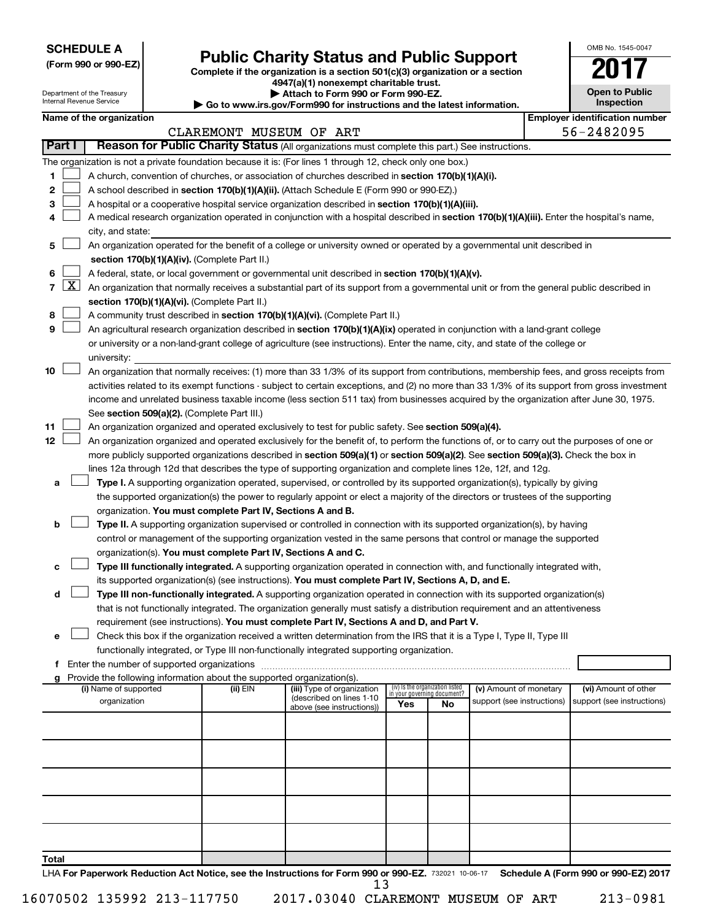**SCHEDULE A**
**(Form 990 or 990-EZ)**

Department of the Treasury
Internal Revenue Service

# Public Charity Status and Public Support

**Complete if the organization is a section 501(c)(3) organization or a section 4947(a)(1) nonexempt charitable trust.**
**▶ Attach to Form 990 or Form 990-EZ.**
**▶ Go to www.irs.gov/Form990 for instructions and the latest information.**

OMB No. 1545-0047
**2017**
**Open to Public Inspection**

**Name of the organization**
CLAREMONT MUSEUM OF ART

**Employer identification number**
56-2482095

**Part I** **Reason for Public Charity Status** (All organizations must complete this part.) See instructions.

The organization is not a private foundation because it is: (For lines 1 through 12, check only one box.)

1 ☐ A church, convention of churches, or association of churches described in **section 170(b)(1)(A)(i).**

2 ☐ A school described in **section 170(b)(1)(A)(ii).** (Attach Schedule E (Form 990 or 990-EZ).)

3 ☐ A hospital or a cooperative hospital service organization described in **section 170(b)(1)(A)(iii).**

4 ☐ A medical research organization operated in conjunction with a hospital described in **section 170(b)(1)(A)(iii).** Enter the hospital's name, city, and state:

5 ☐ An organization operated for the benefit of a college or university owned or operated by a governmental unit described in **section 170(b)(1)(A)(iv).** (Complete Part II.)

6 ☐ A federal, state, or local government or governmental unit described in **section 170(b)(1)(A)(v).**

7 ☒ An organization that normally receives a substantial part of its support from a governmental unit or from the general public described in **section 170(b)(1)(A)(vi).** (Complete Part II.)

8 ☐ A community trust described in **section 170(b)(1)(A)(vi).** (Complete Part II.)

9 ☐ An agricultural research organization described in **section 170(b)(1)(A)(ix)** operated in conjunction with a land-grant college or university or a non-land-grant college of agriculture (see instructions). Enter the name, city, and state of the college or university:

10 ☐ An organization that normally receives: (1) more than 33 1/3% of its support from contributions, membership fees, and gross receipts from activities related to its exempt functions - subject to certain exceptions, and (2) no more than 33 1/3% of its support from gross investment income and unrelated business taxable income (less section 511 tax) from businesses acquired by the organization after June 30, 1975. See **section 509(a)(2).** (Complete Part III.)

11 ☐ An organization organized and operated exclusively to test for public safety. See **section 509(a)(4).**

12 ☐ An organization organized and operated exclusively for the benefit of, to perform the functions of, or to carry out the purposes of one or more publicly supported organizations described in **section 509(a)(1)** or **section 509(a)(2)**. See **section 509(a)(3).** Check the box in lines 12a through 12d that describes the type of supporting organization and complete lines 12e, 12f, and 12g.

a ☐ **Type I.** A supporting organization operated, supervised, or controlled by its supported organization(s), typically by giving the supported organization(s) the power to regularly appoint or elect a majority of the directors or trustees of the supporting organization. **You must complete Part IV, Sections A and B.**

b ☐ **Type II.** A supporting organization supervised or controlled in connection with its supported organization(s), by having control or management of the supporting organization vested in the same persons that control or manage the supported organization(s). **You must complete Part IV, Sections A and C.**

c ☐ **Type III functionally integrated.** A supporting organization operated in connection with, and functionally integrated with, its supported organization(s) (see instructions). **You must complete Part IV, Sections A, D, and E.**

d ☐ **Type III non-functionally integrated.** A supporting organization operated in connection with its supported organization(s) that is not functionally integrated. The organization generally must satisfy a distribution requirement and an attentiveness requirement (see instructions). **You must complete Part IV, Sections A and D, and Part V.**

e ☐ Check this box if the organization received a written determination from the IRS that it is a Type I, Type II, Type III functionally integrated, or Type III non-functionally integrated supporting organization.

f Enter the number of supported organizations

g Provide the following information about the supported organization(s).

| (i) Name of supported organization | (ii) EIN | (iii) Type of organization (described on lines 1-10 above (see instructions)) | (iv) Is the organization listed in your governing document? Yes | No | (v) Amount of monetary support (see instructions) | (vi) Amount of other support (see instructions) |
|---|---|---|---|---|---|---|
| | | | | | | |
| | | | | | | |
| | | | | | | |
| | | | | | | |
| | | | | | | |
| **Total** | | | | | | |

LHA **For Paperwork Reduction Act Notice, see the Instructions for Form 990 or 990-EZ.** 732021 10-06-17 **Schedule A (Form 990 or 990-EZ) 2017**

16070502 135992 213-117750 2017.03040 CLAREMONT MUSEUM OF ART 213-0981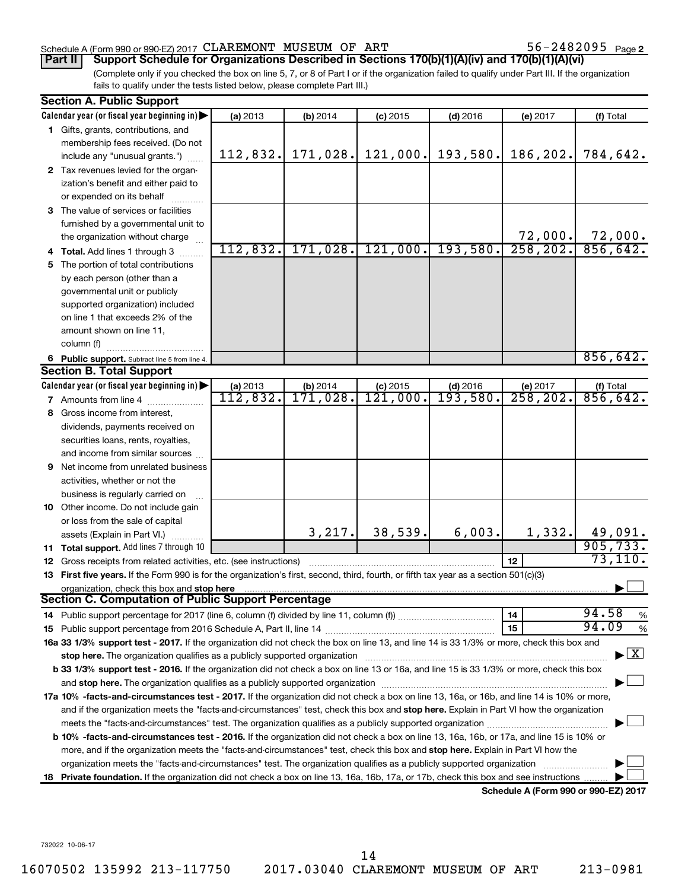Schedule A (Form 990 or 990-EZ) 2017 CLAREMONT MUSEUM OF ART 56-2482095 Page 2

**Part II Support Schedule for Organizations Described in Sections 170(b)(1)(A)(iv) and 170(b)(1)(A)(vi)**

(Complete only if you checked the box on line 5, 7, or 8 of Part I or if the organization failed to qualify under Part III. If the organization fails to qualify under the tests listed below, please complete Part III.)

**Section A. Public Support**

| Calendar year (or fiscal year beginning in) | (a) 2013 | (b) 2014 | (c) 2015 | (d) 2016 | (e) 2017 | (f) Total |
|---|---|---|---|---|---|---|
| 1 Gifts, grants, contributions, and membership fees received. (Do not include any "unusual grants.") | 112,832. | 171,028. | 121,000. | 193,580. | 186,202. | 784,642. |
| 2 Tax revenues levied for the organization's benefit and either paid to or expended on its behalf | | | | | | |
| 3 The value of services or facilities furnished by a governmental unit to the organization without charge | | | | | 72,000. | 72,000. |
| 4 Total. Add lines 1 through 3 | 112,832. | 171,028. | 121,000. | 193,580. | 258,202. | 856,642. |
| 5 The portion of total contributions by each person (other than a governmental unit or publicly supported organization) included on line 1 that exceeds 2% of the amount shown on line 11, column (f) | | | | | | |
| 6 Public support. Subtract line 5 from line 4. | | | | | | 856,642. |

**Section B. Total Support**

| Calendar year (or fiscal year beginning in) | (a) 2013 | (b) 2014 | (c) 2015 | (d) 2016 | (e) 2017 | (f) Total |
|---|---|---|---|---|---|---|
| 7 Amounts from line 4 | 112,832. | 171,028. | 121,000. | 193,580. | 258,202. | 856,642. |
| 8 Gross income from interest, dividends, payments received on securities loans, rents, royalties, and income from similar sources | | | | | | |
| 9 Net income from unrelated business activities, whether or not the business is regularly carried on | | | | | | |
| 10 Other income. Do not include gain or loss from the sale of capital assets (Explain in Part VI.) | | 3,217. | 38,539. | 6,003. | 1,332. | 49,091. |
| 11 Total support. Add lines 7 through 10 | | | | | | 905,733. |

12 Gross receipts from related activities, etc. (see instructions) — 12 — 73,110.

13 **First five years.** If the Form 990 is for the organization's first, second, third, fourth, or fifth tax year as a section 501(c)(3) organization, check this box and **stop here** ☐

**Section C. Computation of Public Support Percentage**

14 Public support percentage for 2017 (line 6, column (f) divided by line 11, column (f)) — 14 — 94.58 %

15 Public support percentage from 2016 Schedule A, Part II, line 14 — 15 — 94.09 %

**16a 33 1/3% support test - 2017.** If the organization did not check the box on line 13, and line 14 is 33 1/3% or more, check this box and **stop here.** The organization qualifies as a publicly supported organization ☒

**b 33 1/3% support test - 2016.** If the organization did not check a box on line 13 or 16a, and line 15 is 33 1/3% or more, check this box and **stop here.** The organization qualifies as a publicly supported organization ☐

**17a 10% -facts-and-circumstances test - 2017.** If the organization did not check a box on line 13, 16a, or 16b, and line 14 is 10% or more, and if the organization meets the "facts-and-circumstances" test, check this box and **stop here.** Explain in Part VI how the organization meets the "facts-and-circumstances" test. The organization qualifies as a publicly supported organization ☐

**b 10% -facts-and-circumstances test - 2016.** If the organization did not check a box on line 13, 16a, 16b, or 17a, and line 15 is 10% or more, and if the organization meets the "facts-and-circumstances" test, check this box and **stop here.** Explain in Part VI how the organization meets the "facts-and-circumstances" test. The organization qualifies as a publicly supported organization ☐

**18 Private foundation.** If the organization did not check a box on line 13, 16a, 16b, 17a, or 17b, check this box and see instructions ☐

**Schedule A (Form 990 or 990-EZ) 2017**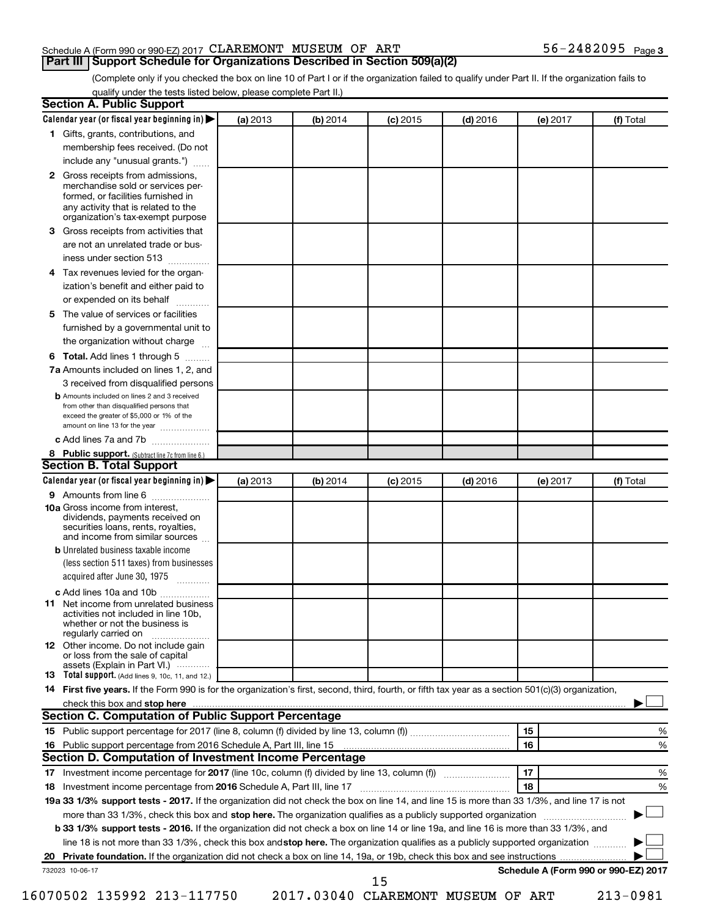Schedule A (Form 990 or 990-EZ) 2017 CLAREMONT MUSEUM OF ART 56-2482095 Page **3**

## Part III Support Schedule for Organizations Described in Section 509(a)(2)

(Complete only if you checked the box on line 10 of Part I or if the organization failed to qualify under Part II. If the organization fails to qualify under the tests listed below, please complete Part II.)

### Section A. Public Support

| Calendar year (or fiscal year beginning in) ▶ | (a) 2013 | (b) 2014 | (c) 2015 | (d) 2016 | (e) 2017 | (f) Total |
|---|---|---|---|---|---|---|
| **1** Gifts, grants, contributions, and membership fees received. (Do not include any "unusual grants.") | | | | | | |
| **2** Gross receipts from admissions, merchandise sold or services performed, or facilities furnished in any activity that is related to the organization's tax-exempt purpose | | | | | | |
| **3** Gross receipts from activities that are not an unrelated trade or business under section 513 | | | | | | |
| **4** Tax revenues levied for the organization's benefit and either paid to or expended on its behalf | | | | | | |
| **5** The value of services or facilities furnished by a governmental unit to the organization without charge | | | | | | |
| **6 Total.** Add lines 1 through 5 | | | | | | |
| **7a** Amounts included on lines 1, 2, and 3 received from disqualified persons | | | | | | |
| **b** Amounts included on lines 2 and 3 received from other than disqualified persons that exceed the greater of $5,000 or 1% of the amount on line 13 for the year | | | | | | |
| **c** Add lines 7a and 7b | | | | | | |
| **8 Public support.** (Subtract line 7c from line 6.) | | | | | | |

### Section B. Total Support

| Calendar year (or fiscal year beginning in) ▶ | (a) 2013 | (b) 2014 | (c) 2015 | (d) 2016 | (e) 2017 | (f) Total |
|---|---|---|---|---|---|---|
| **9** Amounts from line 6 | | | | | | |
| **10a** Gross income from interest, dividends, payments received on securities loans, rents, royalties, and income from similar sources | | | | | | |
| **b** Unrelated business taxable income (less section 511 taxes) from businesses acquired after June 30, 1975 | | | | | | |
| **c** Add lines 10a and 10b | | | | | | |
| **11** Net income from unrelated business activities not included in line 10b, whether or not the business is regularly carried on | | | | | | |
| **12** Other income. Do not include gain or loss from the sale of capital assets (Explain in Part VI.) | | | | | | |
| **13 Total support.** (Add lines 9, 10c, 11, and 12.) | | | | | | |

**14 First five years.** If the Form 990 is for the organization's first, second, third, fourth, or fifth tax year as a section 501(c)(3) organization, check this box and **stop here** ▶ ☐

### Section C. Computation of Public Support Percentage

| | | | |
|---|---|---|---|
| **15** | Public support percentage for 2017 (line 8, column (f) divided by line 13, column (f)) | **15** | % |
| **16** | Public support percentage from 2016 Schedule A, Part III, line 15 | **16** | % |

### Section D. Computation of Investment Income Percentage

| | | | |
|---|---|---|---|
| **17** | Investment income percentage for **2017** (line 10c, column (f) divided by line 13, column (f)) | **17** | % |
| **18** | Investment income percentage from **2016** Schedule A, Part III, line 17 | **18** | % |

**19a 33 1/3% support tests - 2017.** If the organization did not check the box on line 14, and line 15 is more than 33 1/3%, and line 17 is not more than 33 1/3%, check this box and **stop here.** The organization qualifies as a publicly supported organization ▶ ☐

**b 33 1/3% support tests - 2016.** If the organization did not check a box on line 14 or line 19a, and line 16 is more than 33 1/3%, and line 18 is not more than 33 1/3%, check this box and **stop here.** The organization qualifies as a publicly supported organization ▶ ☐

**20 Private foundation.** If the organization did not check a box on line 14, 19a, or 19b, check this box and see instructions ▶ ☐

732023 10-06-17 **Schedule A (Form 990 or 990-EZ) 2017**

16070502 135992 213-117750 2017.03040 CLAREMONT MUSEUM OF ART 213-0981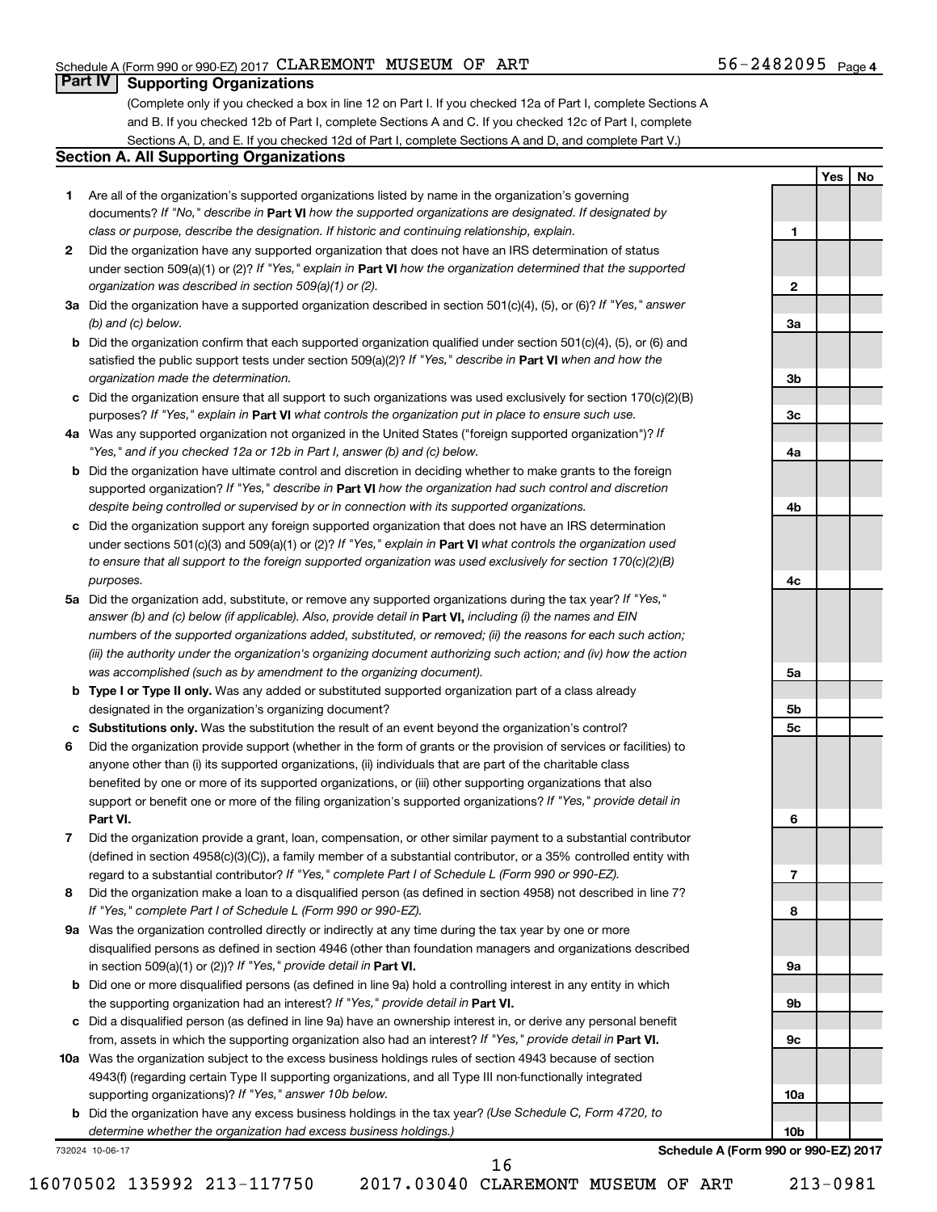Schedule A (Form 990 or 990-EZ) 2017 CLAREMONT MUSEUM OF ART 56-2482095 Page 4

## Part IV Supporting Organizations

(Complete only if you checked a box in line 12 on Part I. If you checked 12a of Part I, complete Sections A and B. If you checked 12b of Part I, complete Sections A and C. If you checked 12c of Part I, complete Sections A, D, and E. If you checked 12d of Part I, complete Sections A and D, and complete Part V.)

### Section A. All Supporting Organizations

| | | | Yes | No |
|---|---|---|---|---|
| **1** | Are all of the organization's supported organizations listed by name in the organization's governing documents? *If "No," describe in* **Part VI** *how the supported organizations are designated. If designated by class or purpose, describe the designation. If historic and continuing relationship, explain.* | 1 | | |
| **2** | Did the organization have any supported organization that does not have an IRS determination of status under section 509(a)(1) or (2)? *If "Yes," explain in* **Part VI** *how the organization determined that the supported organization was described in section 509(a)(1) or (2).* | 2 | | |
| **3a** | Did the organization have a supported organization described in section 501(c)(4), (5), or (6)? *If "Yes," answer (b) and (c) below.* | 3a | | |
| **b** | Did the organization confirm that each supported organization qualified under section 501(c)(4), (5), or (6) and satisfied the public support tests under section 509(a)(2)? *If "Yes," describe in* **Part VI** *when and how the organization made the determination.* | 3b | | |
| **c** | Did the organization ensure that all support to such organizations was used exclusively for section 170(c)(2)(B) purposes? *If "Yes," explain in* **Part VI** *what controls the organization put in place to ensure such use.* | 3c | | |
| **4a** | Was any supported organization not organized in the United States ("foreign supported organization")? *If "Yes," and if you checked 12a or 12b in Part I, answer (b) and (c) below.* | 4a | | |
| **b** | Did the organization have ultimate control and discretion in deciding whether to make grants to the foreign supported organization? *If "Yes," describe in* **Part VI** *how the organization had such control and discretion despite being controlled or supervised by or in connection with its supported organizations.* | 4b | | |
| **c** | Did the organization support any foreign supported organization that does not have an IRS determination under sections 501(c)(3) and 509(a)(1) or (2)? *If "Yes," explain in* **Part VI** *what controls the organization used to ensure that all support to the foreign supported organization was used exclusively for section 170(c)(2)(B) purposes.* | 4c | | |
| **5a** | Did the organization add, substitute, or remove any supported organizations during the tax year? *If "Yes," answer (b) and (c) below (if applicable). Also, provide detail in* **Part VI,** *including (i) the names and EIN numbers of the supported organizations added, substituted, or removed; (ii) the reasons for each such action; (iii) the authority under the organization's organizing document authorizing such action; and (iv) how the action was accomplished (such as by amendment to the organizing document).* | 5a | | |
| **b** | **Type I or Type II only.** Was any added or substituted supported organization part of a class already designated in the organization's organizing document? | 5b | | |
| **c** | **Substitutions only.** Was the substitution the result of an event beyond the organization's control? | 5c | | |
| **6** | Did the organization provide support (whether in the form of grants or the provision of services or facilities) to anyone other than (i) its supported organizations, (ii) individuals that are part of the charitable class benefited by one or more of its supported organizations, or (iii) other supporting organizations that also support or benefit one or more of the filing organization's supported organizations? *If "Yes," provide detail in* **Part VI.** | 6 | | |
| **7** | Did the organization provide a grant, loan, compensation, or other similar payment to a substantial contributor (defined in section 4958(c)(3)(C)), a family member of a substantial contributor, or a 35% controlled entity with regard to a substantial contributor? *If "Yes," complete Part I of Schedule L (Form 990 or 990-EZ).* | 7 | | |
| **8** | Did the organization make a loan to a disqualified person (as defined in section 4958) not described in line 7? *If "Yes," complete Part I of Schedule L (Form 990 or 990-EZ).* | 8 | | |
| **9a** | Was the organization controlled directly or indirectly at any time during the tax year by one or more disqualified persons as defined in section 4946 (other than foundation managers and organizations described in section 509(a)(1) or (2))? *If "Yes," provide detail in* **Part VI.** | 9a | | |
| **b** | Did one or more disqualified persons (as defined in line 9a) hold a controlling interest in any entity in which the supporting organization had an interest? *If "Yes," provide detail in* **Part VI.** | 9b | | |
| **c** | Did a disqualified person (as defined in line 9a) have an ownership interest in, or derive any personal benefit from, assets in which the supporting organization also had an interest? *If "Yes," provide detail in* **Part VI.** | 9c | | |
| **10a** | Was the organization subject to the excess business holdings rules of section 4943 because of section 4943(f) (regarding certain Type II supporting organizations, and all Type III non-functionally integrated supporting organizations)? *If "Yes," answer 10b below.* | 10a | | |
| **b** | Did the organization have any excess business holdings in the tax year? *(Use Schedule C, Form 4720, to determine whether the organization had excess business holdings.)* | 10b | | |

732024 10-06-17 **Schedule A (Form 990 or 990-EZ) 2017**

16070502 135992 213-117750 2017.03040 CLAREMONT MUSEUM OF ART 213-0981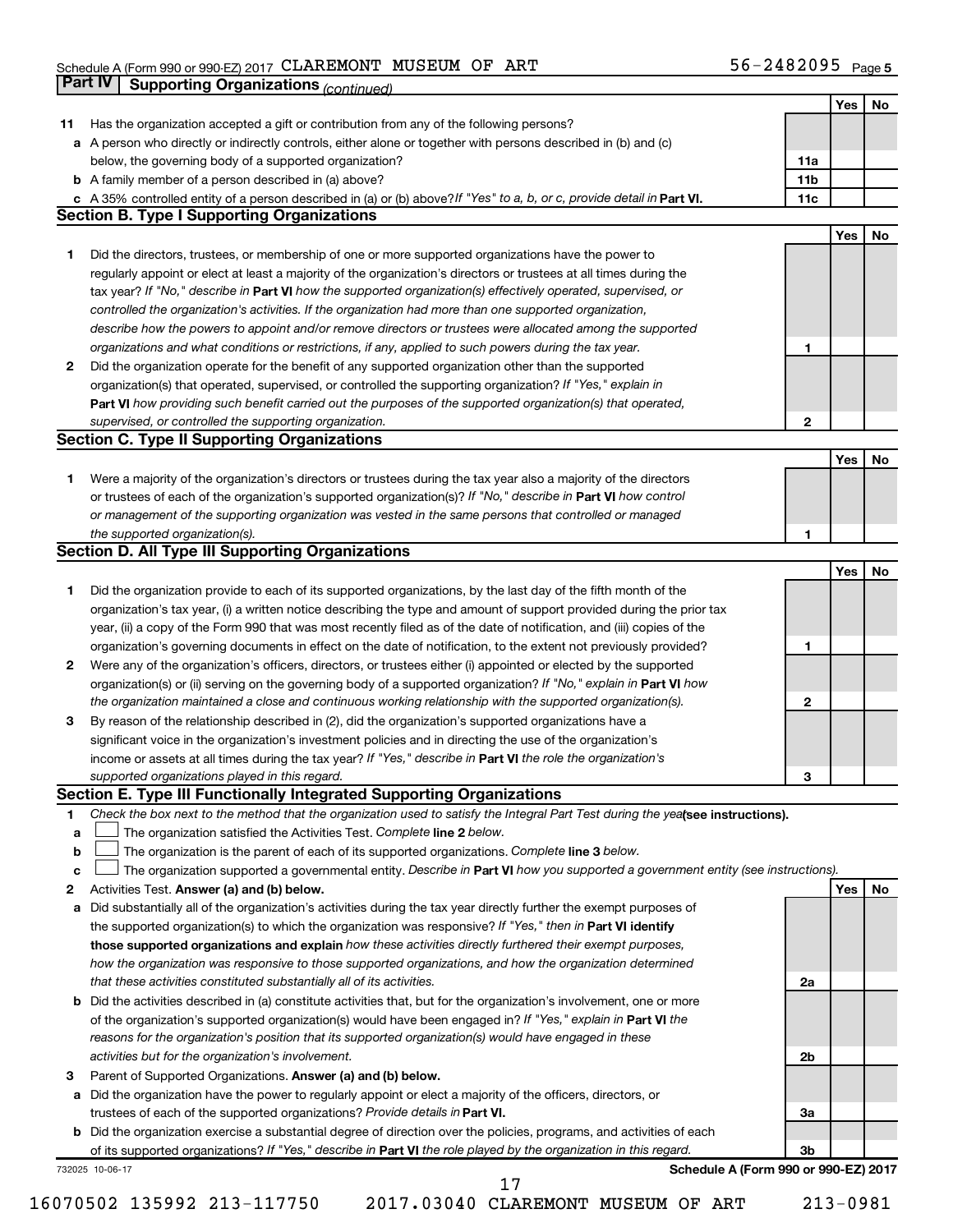Schedule A (Form 990 or 990-EZ) 2017 CLAREMONT MUSEUM OF ART 56-2482095 Page 5

## Part IV Supporting Organizations *(continued)*

| | | | Yes | No |
|---|---|---|---|---|
| 11 | Has the organization accepted a gift or contribution from any of the following persons? | | | |
| a | A person who directly or indirectly controls, either alone or together with persons described in (b) and (c) below, the governing body of a supported organization? | 11a | | |
| b | A family member of a person described in (a) above? | 11b | | |
| c | A 35% controlled entity of a person described in (a) or (b) above? *If "Yes" to a, b, or c, provide detail in* **Part VI.** | 11c | | |

### Section B. Type I Supporting Organizations

| | | | Yes | No |
|---|---|---|---|---|
| 1 | Did the directors, trustees, or membership of one or more supported organizations have the power to regularly appoint or elect at least a majority of the organization's directors or trustees at all times during the tax year? *If "No," describe in* **Part VI** *how the supported organization(s) effectively operated, supervised, or controlled the organization's activities. If the organization had more than one supported organization, describe how the powers to appoint and/or remove directors or trustees were allocated among the supported organizations and what conditions or restrictions, if any, applied to such powers during the tax year.* | 1 | | |
| 2 | Did the organization operate for the benefit of any supported organization other than the supported organization(s) that operated, supervised, or controlled the supporting organization? *If "Yes," explain in* **Part VI** *how providing such benefit carried out the purposes of the supported organization(s) that operated, supervised, or controlled the supporting organization.* | 2 | | |

### Section C. Type II Supporting Organizations

| | | | Yes | No |
|---|---|---|---|---|
| 1 | Were a majority of the organization's directors or trustees during the tax year also a majority of the directors or trustees of each of the organization's supported organization(s)? *If "No," describe in* **Part VI** *how control or management of the supporting organization was vested in the same persons that controlled or managed the supported organization(s).* | 1 | | |

### Section D. All Type III Supporting Organizations

| | | | Yes | No |
|---|---|---|---|---|
| 1 | Did the organization provide to each of its supported organizations, by the last day of the fifth month of the organization's tax year, (i) a written notice describing the type and amount of support provided during the prior tax year, (ii) a copy of the Form 990 that was most recently filed as of the date of notification, and (iii) copies of the organization's governing documents in effect on the date of notification, to the extent not previously provided? | 1 | | |
| 2 | Were any of the organization's officers, directors, or trustees either (i) appointed or elected by the supported organization(s) or (ii) serving on the governing body of a supported organization? *If "No," explain in* **Part VI** *how the organization maintained a close and continuous working relationship with the supported organization(s).* | 2 | | |
| 3 | By reason of the relationship described in (2), did the organization's supported organizations have a significant voice in the organization's investment policies and in directing the use of the organization's income or assets at all times during the tax year? *If "Yes," describe in* **Part VI** *the role the organization's supported organizations played in this regard.* | 3 | | |

### Section E. Type III Functionally Integrated Supporting Organizations

1 *Check the box next to the method that the organization used to satisfy the Integral Part Test during the year* **(see instructions).**

- a ☐ The organization satisfied the Activities Test. *Complete* **line 2** *below.*
- b ☐ The organization is the parent of each of its supported organizations. *Complete* **line 3** *below.*
- c ☐ The organization supported a governmental entity. *Describe in* **Part VI** *how you supported a government entity (see instructions).*

| | | | Yes | No |
|---|---|---|---|---|
| 2 | Activities Test. **Answer (a) and (b) below.** | | | |
| a | Did substantially all of the organization's activities during the tax year directly further the exempt purposes of the supported organization(s) to which the organization was responsive? *If "Yes," then in* **Part VI identify those supported organizations and explain** *how these activities directly furthered their exempt purposes, how the organization was responsive to those supported organizations, and how the organization determined that these activities constituted substantially all of its activities.* | 2a | | |
| b | Did the activities described in (a) constitute activities that, but for the organization's involvement, one or more of the organization's supported organization(s) would have been engaged in? *If "Yes," explain in* **Part VI** *the reasons for the organization's position that its supported organization(s) would have engaged in these activities but for the organization's involvement.* | 2b | | |
| 3 | Parent of Supported Organizations. **Answer (a) and (b) below.** | | | |
| a | Did the organization have the power to regularly appoint or elect a majority of the officers, directors, or trustees of each of the supported organizations? *Provide details in* **Part VI.** | 3a | | |
| b | Did the organization exercise a substantial degree of direction over the policies, programs, and activities of each of its supported organizations? *If "Yes," describe in* **Part VI** *the role played by the organization in this regard.* | 3b | | |

732025 10-06-17 **Schedule A (Form 990 or 990-EZ) 2017**

16070502 135992 213-117750 2017.03040 CLAREMONT MUSEUM OF ART 213-0981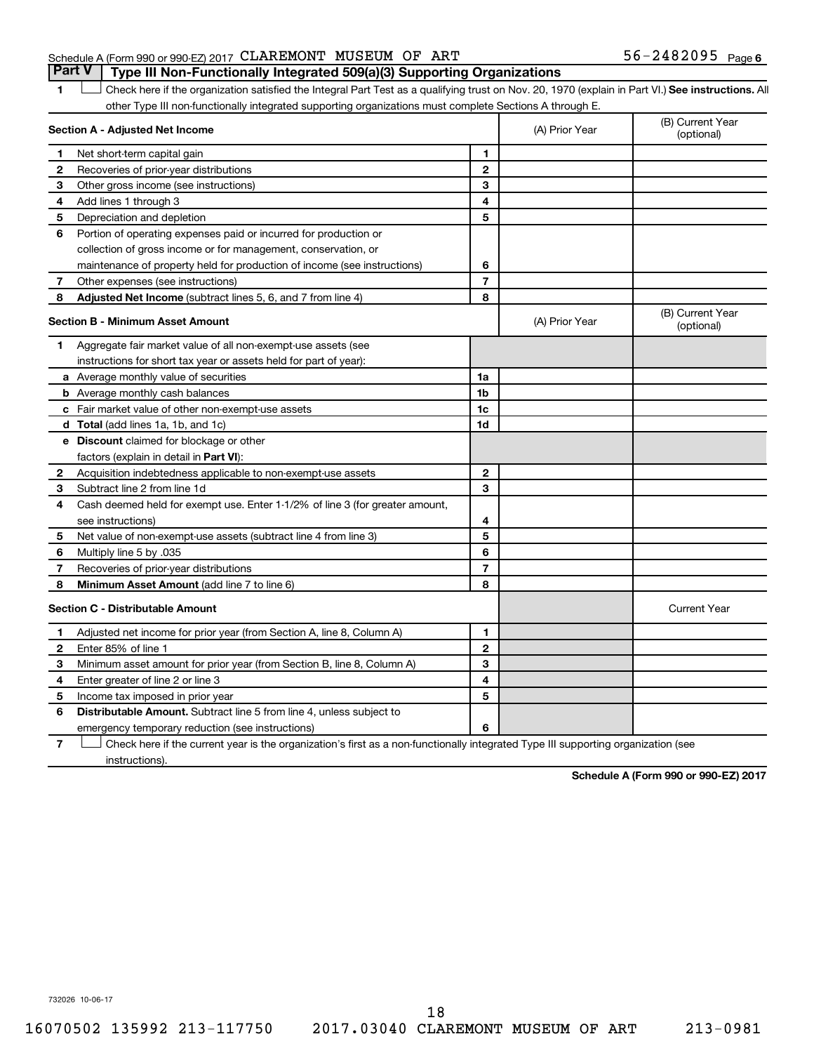Schedule A (Form 990 or 990-EZ) 2017 CLAREMONT MUSEUM OF ART 56-2482095 Page 6

## Part V Type III Non-Functionally Integrated 509(a)(3) Supporting Organizations

1 ☐ Check here if the organization satisfied the Integral Part Test as a qualifying trust on Nov. 20, 1970 (explain in Part VI.) **See instructions.** All other Type III non-functionally integrated supporting organizations must complete Sections A through E.

| **Section A - Adjusted Net Income** | | | (A) Prior Year | (B) Current Year (optional) |
|---|---|---|---|---|
| **1** | Net short-term capital gain | 1 | | |
| **2** | Recoveries of prior-year distributions | 2 | | |
| **3** | Other gross income (see instructions) | 3 | | |
| **4** | Add lines 1 through 3 | 4 | | |
| **5** | Depreciation and depletion | 5 | | |
| **6** | Portion of operating expenses paid or incurred for production or collection of gross income or for management, conservation, or maintenance of property held for production of income (see instructions) | 6 | | |
| **7** | Other expenses (see instructions) | 7 | | |
| **8** | **Adjusted Net Income** (subtract lines 5, 6, and 7 from line 4) | 8 | | |

| **Section B - Minimum Asset Amount** | | | (A) Prior Year | (B) Current Year (optional) |
|---|---|---|---|---|
| **1** | Aggregate fair market value of all non-exempt-use assets (see instructions for short tax year or assets held for part of year): | | | |
| **a** | Average monthly value of securities | 1a | | |
| **b** | Average monthly cash balances | 1b | | |
| **c** | Fair market value of other non-exempt-use assets | 1c | | |
| **d** | **Total** (add lines 1a, 1b, and 1c) | 1d | | |
| **e** | **Discount** claimed for blockage or other factors (explain in detail in **Part VI**): | | | |
| **2** | Acquisition indebtedness applicable to non-exempt-use assets | 2 | | |
| **3** | Subtract line 2 from line 1d | 3 | | |
| **4** | Cash deemed held for exempt use. Enter 1-1/2% of line 3 (for greater amount, see instructions) | 4 | | |
| **5** | Net value of non-exempt-use assets (subtract line 4 from line 3) | 5 | | |
| **6** | Multiply line 5 by .035 | 6 | | |
| **7** | Recoveries of prior-year distributions | 7 | | |
| **8** | **Minimum Asset Amount** (add line 7 to line 6) | 8 | | |

| **Section C - Distributable Amount** | | | | Current Year |
|---|---|---|---|---|
| **1** | Adjusted net income for prior year (from Section A, line 8, Column A) | 1 | | |
| **2** | Enter 85% of line 1 | 2 | | |
| **3** | Minimum asset amount for prior year (from Section B, line 8, Column A) | 3 | | |
| **4** | Enter greater of line 2 or line 3 | 4 | | |
| **5** | Income tax imposed in prior year | 5 | | |
| **6** | **Distributable Amount.** Subtract line 5 from line 4, unless subject to emergency temporary reduction (see instructions) | 6 | | |

7 ☐ Check here if the current year is the organization's first as a non-functionally integrated Type III supporting organization (see instructions).

**Schedule A (Form 990 or 990-EZ) 2017**

732026 10-06-17

16070502 135992 213-117750 2017.03040 CLAREMONT MUSEUM OF ART 213-0981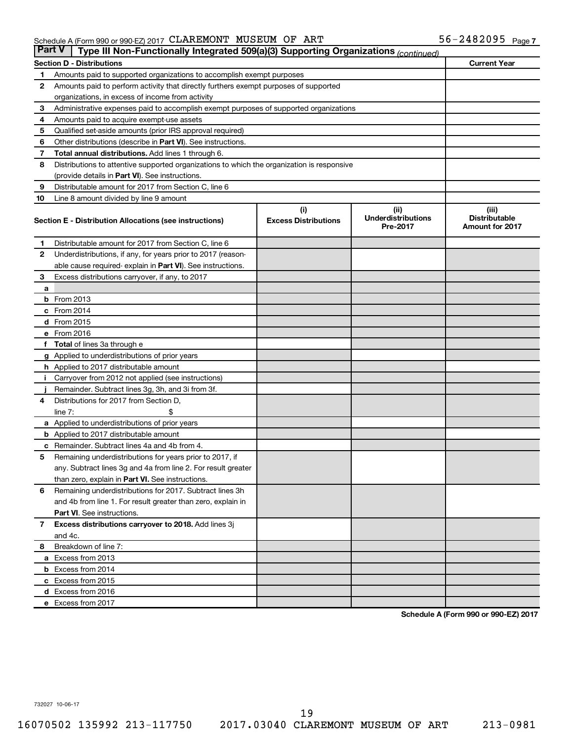Schedule A (Form 990 or 990-EZ) 2017 CLAREMONT MUSEUM OF ART 56-2482095 Page 7

**Part V** Type III Non-Functionally Integrated 509(a)(3) Supporting Organizations *(continued)*

| Section D - Distributions | | Current Year |
|---|---|---|
| 1 | Amounts paid to supported organizations to accomplish exempt purposes | |
| 2 | Amounts paid to perform activity that directly furthers exempt purposes of supported organizations, in excess of income from activity | |
| 3 | Administrative expenses paid to accomplish exempt purposes of supported organizations | |
| 4 | Amounts paid to acquire exempt-use assets | |
| 5 | Qualified set-aside amounts (prior IRS approval required) | |
| 6 | Other distributions (describe in **Part VI**). See instructions. | |
| 7 | **Total annual distributions.** Add lines 1 through 6. | |
| 8 | Distributions to attentive supported organizations to which the organization is responsive (provide details in **Part VI**). See instructions. | |
| 9 | Distributable amount for 2017 from Section C, line 6 | |
| 10 | Line 8 amount divided by line 9 amount | |

| Section E - Distribution Allocations (see instructions) | | (i) Excess Distributions | (ii) Underdistributions Pre-2017 | (iii) Distributable Amount for 2017 |
|---|---|---|---|---|
| 1 | Distributable amount for 2017 from Section C, line 6 | | | |
| 2 | Underdistributions, if any, for years prior to 2017 (reasonable cause required- explain in **Part VI**). See instructions. | | | |
| 3 | Excess distributions carryover, if any, to 2017 | | | |
| a | | | | |
| b | From 2013 | | | |
| c | From 2014 | | | |
| d | From 2015 | | | |
| e | From 2016 | | | |
| f | **Total** of lines 3a through e | | | |
| g | Applied to underdistributions of prior years | | | |
| h | Applied to 2017 distributable amount | | | |
| i | Carryover from 2012 not applied (see instructions) | | | |
| j | Remainder. Subtract lines 3g, 3h, and 3i from 3f. | | | |
| 4 | Distributions for 2017 from Section D, line 7: $ | | | |
| a | Applied to underdistributions of prior years | | | |
| b | Applied to 2017 distributable amount | | | |
| c | Remainder. Subtract lines 4a and 4b from 4. | | | |
| 5 | Remaining underdistributions for years prior to 2017, if any. Subtract lines 3g and 4a from line 2. For result greater than zero, explain in **Part VI**. See instructions. | | | |
| 6 | Remaining underdistributions for 2017. Subtract lines 3h and 4b from line 1. For result greater than zero, explain in **Part VI**. See instructions. | | | |
| 7 | **Excess distributions carryover to 2018.** Add lines 3j and 4c. | | | |
| 8 | Breakdown of line 7: | | | |
| a | Excess from 2013 | | | |
| b | Excess from 2014 | | | |
| c | Excess from 2015 | | | |
| d | Excess from 2016 | | | |
| e | Excess from 2017 | | | |

**Schedule A (Form 990 or 990-EZ) 2017**

732027 10-06-17

16070502 135992 213-117750 2017.03040 CLAREMONT MUSEUM OF ART 213-0981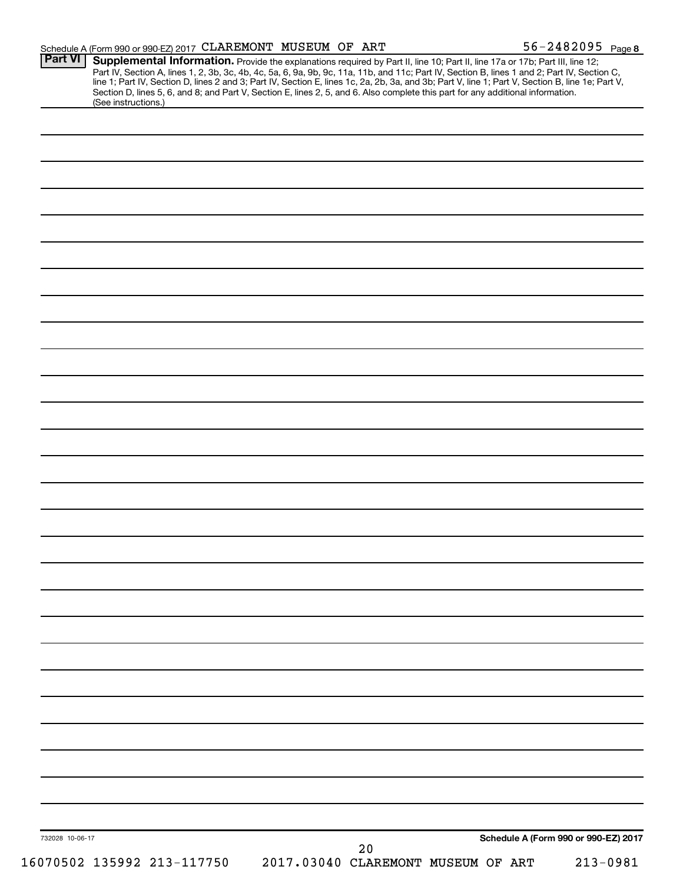Schedule A (Form 990 or 990-EZ) 2017 CLAREMONT MUSEUM OF ART 56-2482095 Page 8

**Part VI** **Supplemental Information.** Provide the explanations required by Part II, line 10; Part II, line 17a or 17b; Part III, line 12; Part IV, Section A, lines 1, 2, 3b, 3c, 4b, 4c, 5a, 6, 9a, 9b, 9c, 11a, 11b, and 11c; Part IV, Section B, lines 1 and 2; Part IV, Section C, line 1; Part IV, Section D, lines 2 and 3; Part IV, Section E, lines 1c, 2a, 2b, 3a, and 3b; Part V, line 1; Part V, Section B, line 1e; Part V, Section D, lines 5, 6, and 8; and Part V, Section E, lines 2, 5, and 6. Also complete this part for any additional information. (See instructions.)

732028 10-06-17

**Schedule A (Form 990 or 990-EZ) 2017**

16070502 135992 213-117750 2017.03040 CLAREMONT MUSEUM OF ART 213-0981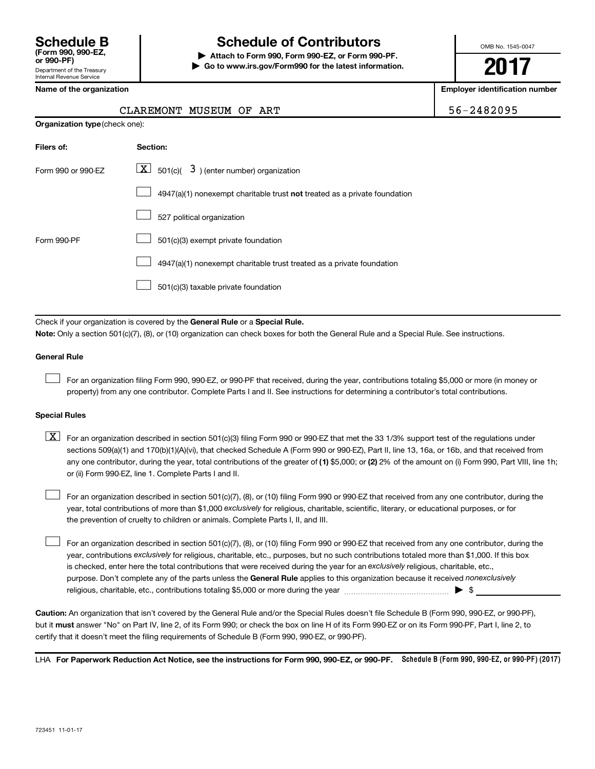# Schedule B (Form 990, 990-EZ, or 990-PF)

Department of the Treasury
Internal Revenue Service

## Schedule of Contributors

▶ **Attach to Form 990, Form 990-EZ, or Form 990-PF.**
▶ **Go to www.irs.gov/Form990 for the latest information.**

OMB No. 1545-0047

**2017**

**Name of the organization**: CLAREMONT MUSEUM OF ART

**Employer identification number**: 56-2482095

**Organization type** (check one):

| Filers of: | Section: |
| --- | --- |
| Form 990 or 990-EZ | [X] 501(c)( 3 ) (enter number) organization |
| | [ ] 4947(a)(1) nonexempt charitable trust **not** treated as a private foundation |
| | [ ] 527 political organization |
| Form 990-PF | [ ] 501(c)(3) exempt private foundation |
| | [ ] 4947(a)(1) nonexempt charitable trust treated as a private foundation |
| | [ ] 501(c)(3) taxable private foundation |

Check if your organization is covered by the **General Rule** or a **Special Rule.**

**Note:** Only a section 501(c)(7), (8), or (10) organization can check boxes for both the General Rule and a Special Rule. See instructions.

**General Rule**

[ ] For an organization filing Form 990, 990-EZ, or 990-PF that received, during the year, contributions totaling $5,000 or more (in money or property) from any one contributor. Complete Parts I and II. See instructions for determining a contributor's total contributions.

**Special Rules**

[X] For an organization described in section 501(c)(3) filing Form 990 or 990-EZ that met the 33 1/3% support test of the regulations under sections 509(a)(1) and 170(b)(1)(A)(vi), that checked Schedule A (Form 990 or 990-EZ), Part II, line 13, 16a, or 16b, and that received from any one contributor, during the year, total contributions of the greater of **(1)** $5,000; or **(2)** 2% of the amount on (i) Form 990, Part VIII, line 1h; or (ii) Form 990-EZ, line 1. Complete Parts I and II.

[ ] For an organization described in section 501(c)(7), (8), or (10) filing Form 990 or 990-EZ that received from any one contributor, during the year, total contributions of more than $1,000 *exclusively* for religious, charitable, scientific, literary, or educational purposes, or for the prevention of cruelty to children or animals. Complete Parts I, II, and III.

[ ] For an organization described in section 501(c)(7), (8), or (10) filing Form 990 or 990-EZ that received from any one contributor, during the year, contributions *exclusively* for religious, charitable, etc., purposes, but no such contributions totaled more than $1,000. If this box is checked, enter here the total contributions that were received during the year for an *exclusively* religious, charitable, etc., purpose. Don't complete any of the parts unless the **General Rule** applies to this organization because it received *nonexclusively* religious, charitable, etc., contributions totaling $5,000 or more during the year ▶ $

**Caution:** An organization that isn't covered by the General Rule and/or the Special Rules doesn't file Schedule B (Form 990, 990-EZ, or 990-PF), but it **must** answer "No" on Part IV, line 2, of its Form 990; or check the box on line H of its Form 990-EZ or on its Form 990-PF, Part I, line 2, to certify that it doesn't meet the filing requirements of Schedule B (Form 990, 990-EZ, or 990-PF).

LHA **For Paperwork Reduction Act Notice, see the instructions for Form 990, 990-EZ, or 990-PF.** **Schedule B (Form 990, 990-EZ, or 990-PF) (2017)**

723451 11-01-17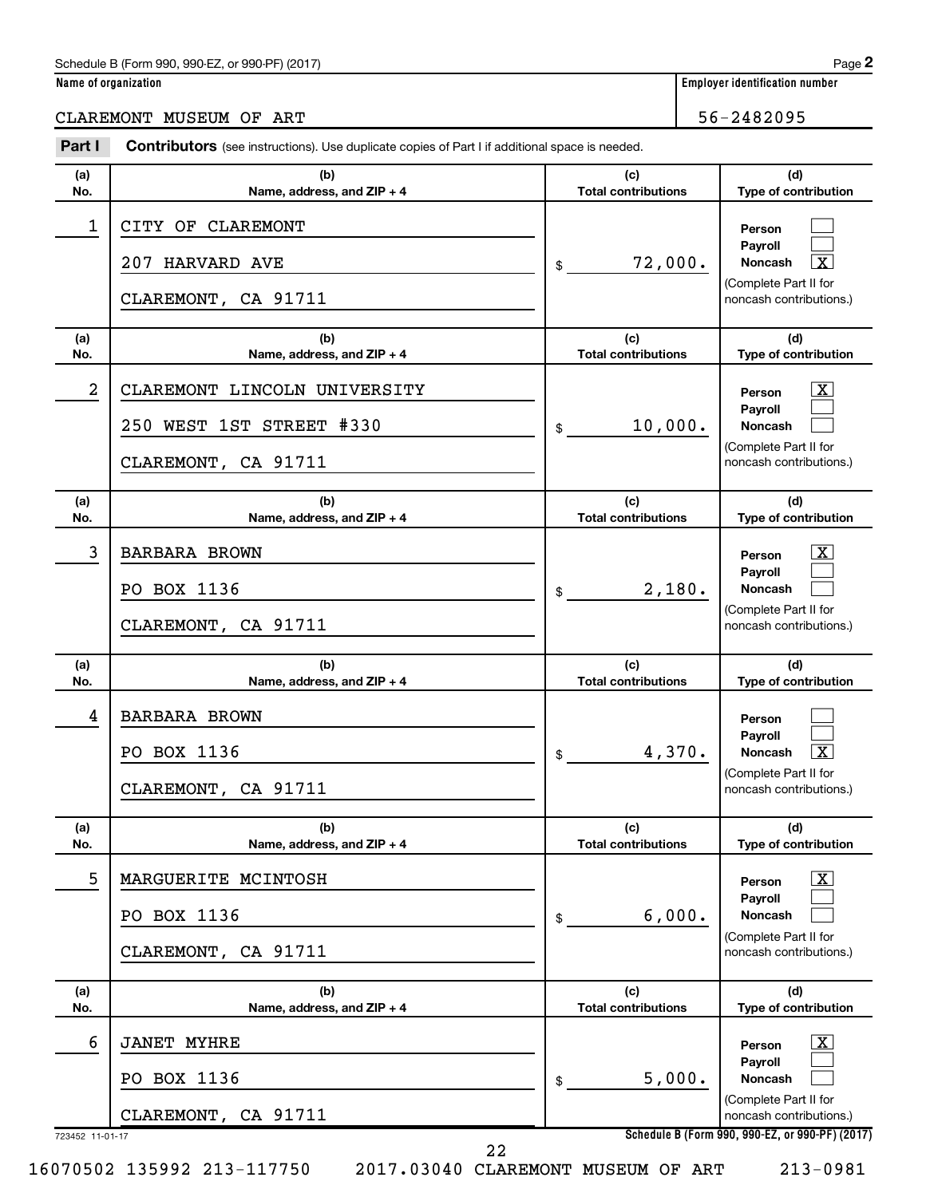Schedule B (Form 990, 990-EZ, or 990-PF) (2017) Page **2**

**Name of organization**

CLAREMONT MUSEUM OF ART

**Employer identification number**

56-2482095

**Part I** **Contributors** (see instructions). Use duplicate copies of Part I if additional space is needed.

| (a) No. | (b) Name, address, and ZIP + 4 | (c) Total contributions | (d) Type of contribution |
|---|---|---|---|
| 1 | CITY OF CLAREMONT<br>207 HARVARD AVE<br>CLAREMONT, CA 91711 | $ 72,000. | Person [ ]<br>Payroll [ ]<br>Noncash [X]<br>(Complete Part II for noncash contributions.) |
| 2 | CLAREMONT LINCOLN UNIVERSITY<br>250 WEST 1ST STREET #330<br>CLAREMONT, CA 91711 | $ 10,000. | Person [X]<br>Payroll [ ]<br>Noncash [ ]<br>(Complete Part II for noncash contributions.) |
| 3 | BARBARA BROWN<br>PO BOX 1136<br>CLAREMONT, CA 91711 | $ 2,180. | Person [X]<br>Payroll [ ]<br>Noncash [ ]<br>(Complete Part II for noncash contributions.) |
| 4 | BARBARA BROWN<br>PO BOX 1136<br>CLAREMONT, CA 91711 | $ 4,370. | Person [ ]<br>Payroll [ ]<br>Noncash [X]<br>(Complete Part II for noncash contributions.) |
| 5 | MARGUERITE MCINTOSH<br>PO BOX 1136<br>CLAREMONT, CA 91711 | $ 6,000. | Person [X]<br>Payroll [ ]<br>Noncash [ ]<br>(Complete Part II for noncash contributions.) |
| 6 | JANET MYHRE<br>PO BOX 1136<br>CLAREMONT, CA 91711 | $ 5,000. | Person [X]<br>Payroll [ ]<br>Noncash [ ]<br>(Complete Part II for noncash contributions.) |

723452 11-01-17 **Schedule B (Form 990, 990-EZ, or 990-PF) (2017)**

16070502 135992 213-117750 2017.03040 CLAREMONT MUSEUM OF ART 213-0981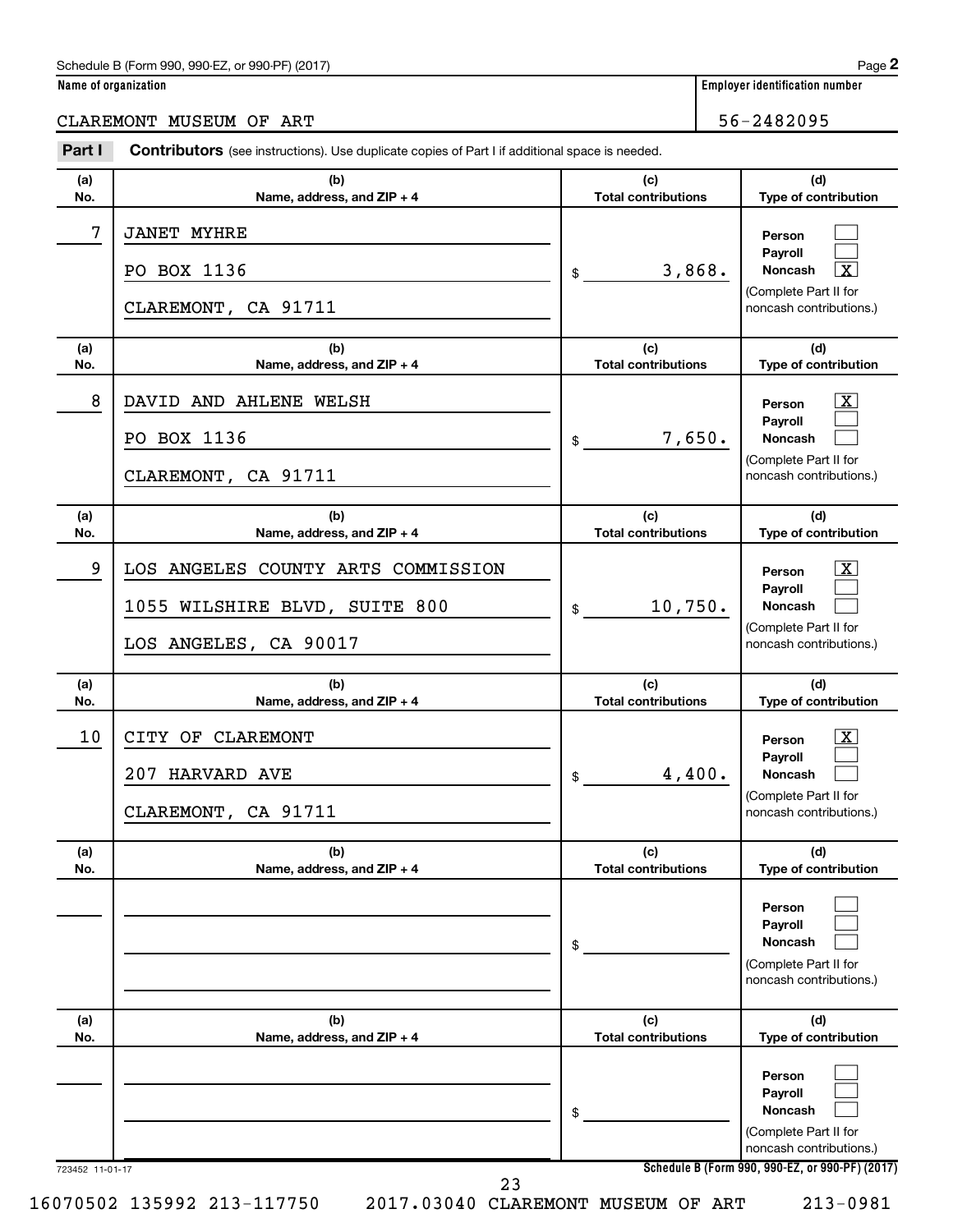Schedule B (Form 990, 990-EZ, or 990-PF) (2017)

**Name of organization**

CLAREMONT MUSEUM OF ART

**Employer identification number**

56-2482095

**Part I** **Contributors** (see instructions). Use duplicate copies of Part I if additional space is needed.

| (a) No. | (b) Name, address, and ZIP + 4 | (c) Total contributions | (d) Type of contribution |
|---|---|---|---|
| 7 | JANET MYHRE<br>PO BOX 1136<br>CLAREMONT, CA 91711 | $ 3,868. | Person [ ]<br>Payroll [ ]<br>Noncash [X]<br>(Complete Part II for noncash contributions.) |
| 8 | DAVID AND AHLENE WELSH<br>PO BOX 1136<br>CLAREMONT, CA 91711 | $ 7,650. | Person [X]<br>Payroll [ ]<br>Noncash [ ]<br>(Complete Part II for noncash contributions.) |
| 9 | LOS ANGELES COUNTY ARTS COMMISSION<br>1055 WILSHIRE BLVD, SUITE 800<br>LOS ANGELES, CA 90017 | $ 10,750. | Person [X]<br>Payroll [ ]<br>Noncash [ ]<br>(Complete Part II for noncash contributions.) |
| 10 | CITY OF CLAREMONT<br>207 HARVARD AVE<br>CLAREMONT, CA 91711 | $ 4,400. | Person [X]<br>Payroll [ ]<br>Noncash [ ]<br>(Complete Part II for noncash contributions.) |
| | | $ | Person [ ]<br>Payroll [ ]<br>Noncash [ ]<br>(Complete Part II for noncash contributions.) |
| | | $ | Person [ ]<br>Payroll [ ]<br>Noncash [ ]<br>(Complete Part II for noncash contributions.) |

723452 11-01-17

**Schedule B (Form 990, 990-EZ, or 990-PF) (2017)**

16070502 135992 213-117750 2017.03040 CLAREMONT MUSEUM OF ART 213-0981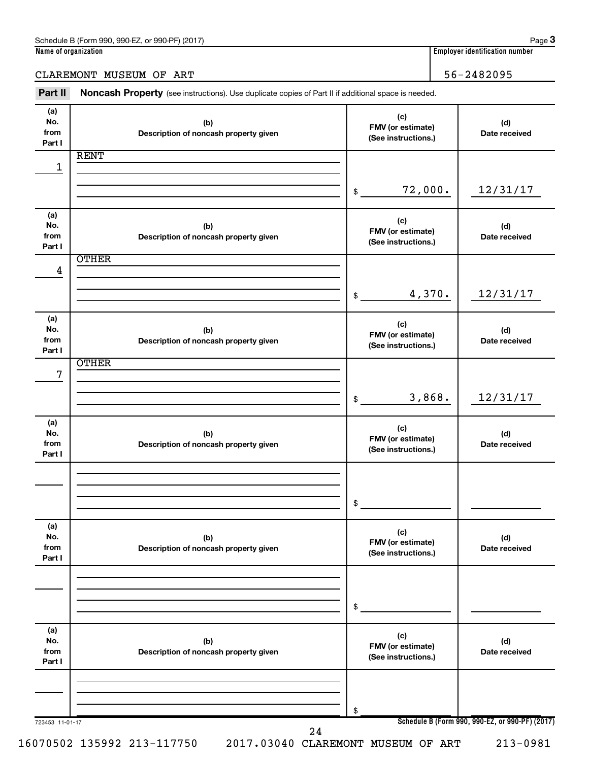Schedule B (Form 990, 990-EZ, or 990-PF) (2017) Page **3**

**Name of organization**

CLAREMONT MUSEUM OF ART

**Employer identification number**

56-2482095

**Part II** **Noncash Property** (see instructions). Use duplicate copies of Part II if additional space is needed.

| (a) No. from Part I | (b) Description of noncash property given | (c) FMV (or estimate) (See instructions.) | (d) Date received |
|---|---|---|---|
| 1 | RENT | $ 72,000. | 12/31/17 |
| 4 | OTHER | $ 4,370. | 12/31/17 |
| 7 | OTHER | $ 3,868. | 12/31/17 |
| | | $ | |
| | | $ | |
| | | $ | |

723453 11-01-17

**Schedule B (Form 990, 990-EZ, or 990-PF) (2017)**

16070502 135992 213-117750 2017.03040 CLAREMONT MUSEUM OF ART 213-0981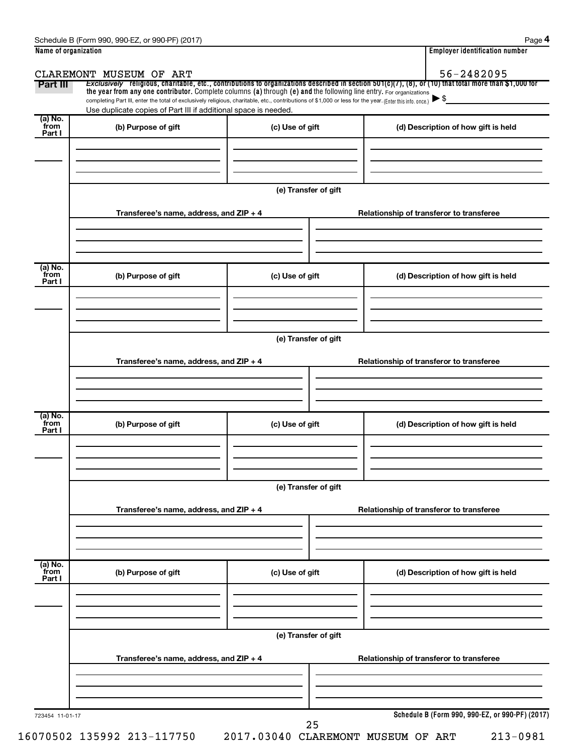Schedule B (Form 990, 990-EZ, or 990-PF) (2017)

| Name of organization | Employer identification number |
| --- | --- |
| CLAREMONT MUSEUM OF ART | 56-2482095 |

**Part III** *Exclusively* religious, charitable, etc., contributions to organizations described in section 501(c)(7), (8), or (10) that total more than $1,000 for the year from any one contributor. Complete columns (a) through (e) and the following line entry. For organizations completing Part III, enter the total of exclusively religious, charitable, etc., contributions of $1,000 or less for the year. (Enter this info. once.) ▶ $

Use duplicate copies of Part III if additional space is needed.

| (a) No. from Part I | (b) Purpose of gift | (c) Use of gift | (d) Description of how gift is held |
| --- | --- | --- | --- |
| | | | |

(e) Transfer of gift

| Transferee's name, address, and ZIP + 4 | Relationship of transferor to transferee |
| --- | --- |
| | |

| (a) No. from Part I | (b) Purpose of gift | (c) Use of gift | (d) Description of how gift is held |
| --- | --- | --- | --- |
| | | | |

(e) Transfer of gift

| Transferee's name, address, and ZIP + 4 | Relationship of transferor to transferee |
| --- | --- |
| | |

| (a) No. from Part I | (b) Purpose of gift | (c) Use of gift | (d) Description of how gift is held |
| --- | --- | --- | --- |
| | | | |

(e) Transfer of gift

| Transferee's name, address, and ZIP + 4 | Relationship of transferor to transferee |
| --- | --- |
| | |

| (a) No. from Part I | (b) Purpose of gift | (c) Use of gift | (d) Description of how gift is held |
| --- | --- | --- | --- |
| | | | |

(e) Transfer of gift

| Transferee's name, address, and ZIP + 4 | Relationship of transferor to transferee |
| --- | --- |
| | |

723454 11-01-17

Schedule B (Form 990, 990-EZ, or 990-PF) (2017)

16070502 135992 213-117750 2017.03040 CLAREMONT MUSEUM OF ART 213-0981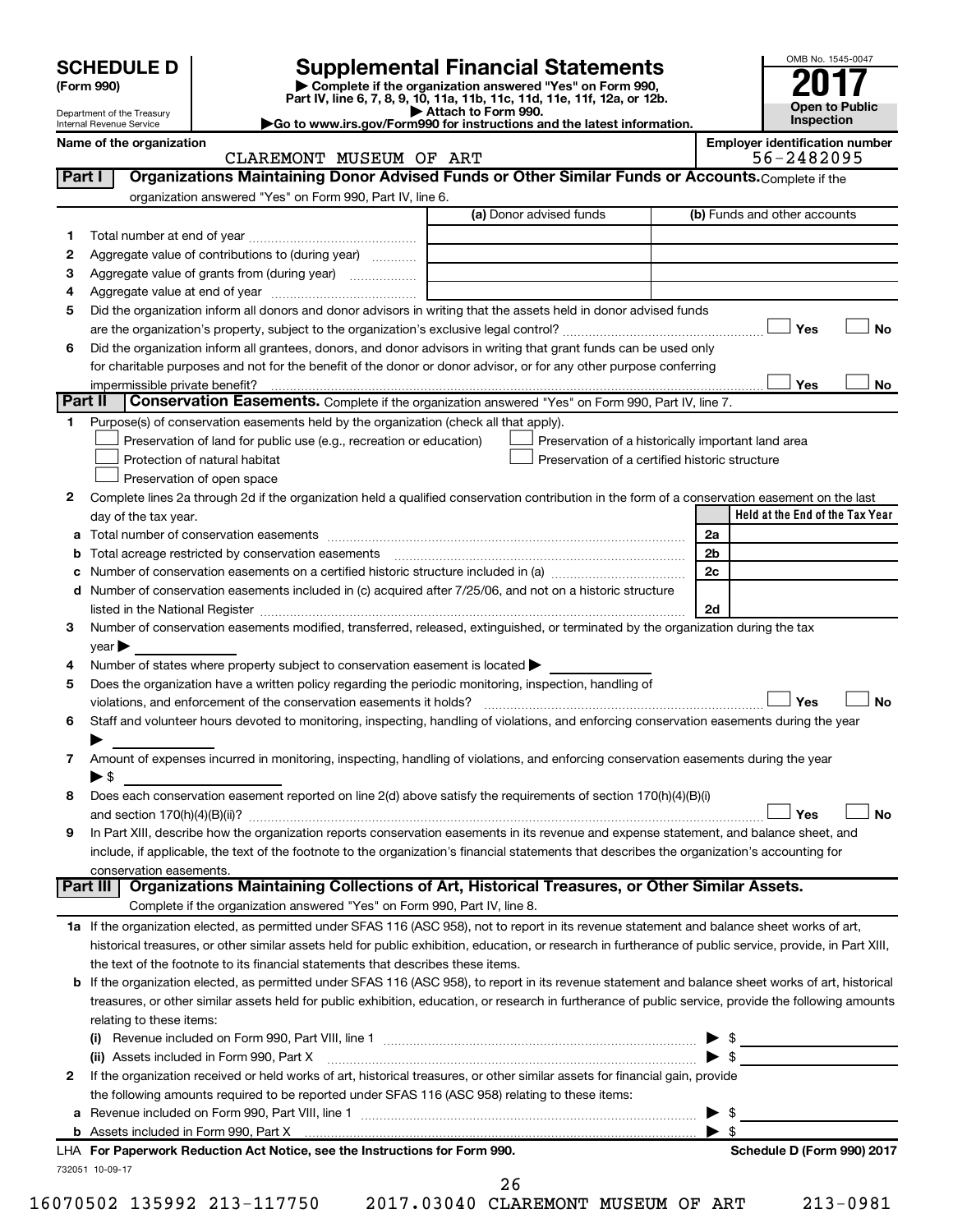# SCHEDULE D (Form 990)

Department of the Treasury
Internal Revenue Service

## Supplemental Financial Statements

▶ Complete if the organization answered "Yes" on Form 990, Part IV, line 6, 7, 8, 9, 10, 11a, 11b, 11c, 11d, 11e, 11f, 12a, or 12b.
▶ Attach to Form 990.
▶Go to www.irs.gov/Form990 for instructions and the latest information.

OMB No. 1545-0047

**2017**

**Open to Public Inspection**

**Name of the organization:** CLAREMONT MUSEUM OF ART

**Employer identification number:** 56-2482095

## Part I — Organizations Maintaining Donor Advised Funds or Other Similar Funds or Accounts.

Complete if the organization answered "Yes" on Form 990, Part IV, line 6.

| | | (a) Donor advised funds | (b) Funds and other accounts |
|---|---|---|---|
| 1 | Total number at end of year | | |
| 2 | Aggregate value of contributions to (during year) | | |
| 3 | Aggregate value of grants from (during year) | | |
| 4 | Aggregate value at end of year | | |

5 Did the organization inform all donors and donor advisors in writing that the assets held in donor advised funds are the organization's property, subject to the organization's exclusive legal control? ☐ Yes ☐ No

6 Did the organization inform all grantees, donors, and donor advisors in writing that grant funds can be used only for charitable purposes and not for the benefit of the donor or donor advisor, or for any other purpose conferring impermissible private benefit? ☐ Yes ☐ No

## Part II — Conservation Easements.

Complete if the organization answered "Yes" on Form 990, Part IV, line 7.

1 Purpose(s) of conservation easements held by the organization (check all that apply).

- ☐ Preservation of land for public use (e.g., recreation or education)
- ☐ Protection of natural habitat
- ☐ Preservation of open space
- ☐ Preservation of a historically important land area
- ☐ Preservation of a certified historic structure

2 Complete lines 2a through 2d if the organization held a qualified conservation contribution in the form of a conservation easement on the last day of the tax year.

| | | | Held at the End of the Tax Year |
|---|---|---|---|
| a | Total number of conservation easements | 2a | |
| b | Total acreage restricted by conservation easements | 2b | |
| c | Number of conservation easements on a certified historic structure included in (a) | 2c | |
| d | Number of conservation easements included in (c) acquired after 7/25/06, and not on a historic structure listed in the National Register | 2d | |

3 Number of conservation easements modified, transferred, released, extinguished, or terminated by the organization during the tax year ▶

4 Number of states where property subject to conservation easement is located ▶

5 Does the organization have a written policy regarding the periodic monitoring, inspection, handling of violations, and enforcement of the conservation easements it holds? ☐ Yes ☐ No

6 Staff and volunteer hours devoted to monitoring, inspecting, handling of violations, and enforcing conservation easements during the year ▶

7 Amount of expenses incurred in monitoring, inspecting, handling of violations, and enforcing conservation easements during the year ▶ $

8 Does each conservation easement reported on line 2(d) above satisfy the requirements of section 170(h)(4)(B)(i) and section 170(h)(4)(B)(ii)? ☐ Yes ☐ No

9 In Part XIII, describe how the organization reports conservation easements in its revenue and expense statement, and balance sheet, and include, if applicable, the text of the footnote to the organization's financial statements that describes the organization's accounting for conservation easements.

## Part III — Organizations Maintaining Collections of Art, Historical Treasures, or Other Similar Assets.

Complete if the organization answered "Yes" on Form 990, Part IV, line 8.

1a If the organization elected, as permitted under SFAS 116 (ASC 958), not to report in its revenue statement and balance sheet works of art, historical treasures, or other similar assets held for public exhibition, education, or research in furtherance of public service, provide, in Part XIII, the text of the footnote to its financial statements that describes these items.

b If the organization elected, as permitted under SFAS 116 (ASC 958), to report in its revenue statement and balance sheet works of art, historical treasures, or other similar assets held for public exhibition, education, or research in furtherance of public service, provide the following amounts relating to these items:

(i) Revenue included on Form 990, Part VIII, line 1 ▶ $

(ii) Assets included in Form 990, Part X ▶ $

2 If the organization received or held works of art, historical treasures, or other similar assets for financial gain, provide the following amounts required to be reported under SFAS 116 (ASC 958) relating to these items:

a Revenue included on Form 990, Part VIII, line 1 ▶ $

b Assets included in Form 990, Part X ▶ $

LHA For Paperwork Reduction Act Notice, see the Instructions for Form 990. Schedule D (Form 990) 2017

732051 10-09-17

16070502 135992 213-117750 2017.03040 CLAREMONT MUSEUM OF ART 213-0981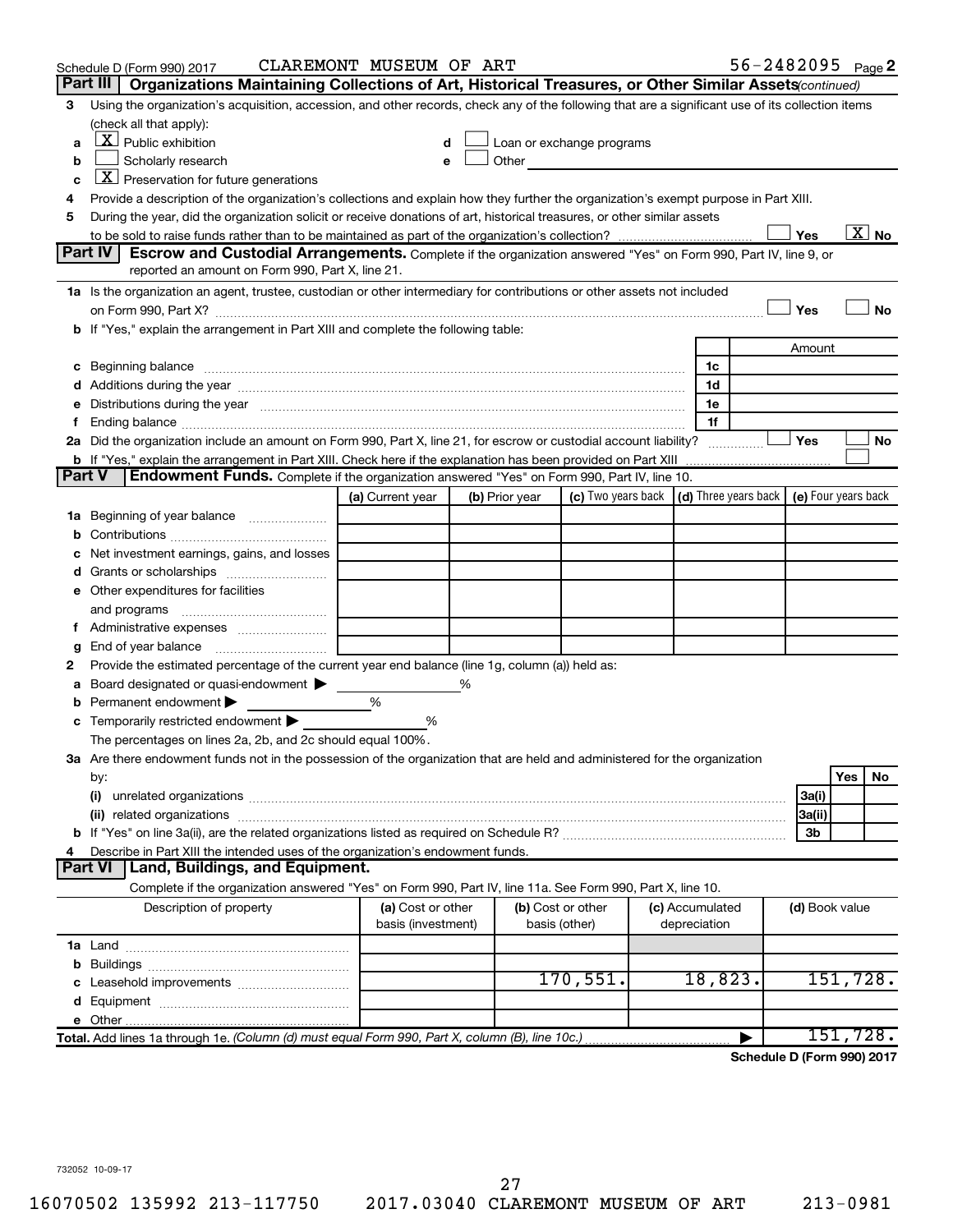Schedule D (Form 990) 2017 CLAREMONT MUSEUM OF ART 56-2482095 Page 2

**Part III | Organizations Maintaining Collections of Art, Historical Treasures, or Other Similar Assets** *(continued)*

3 Using the organization's acquisition, accession, and other records, check any of the following that are a significant use of its collection items (check all that apply):

a [X] Public exhibition
b [ ] Scholarly research
c [X] Preservation for future generations
d [ ] Loan or exchange programs
e [ ] Other

4 Provide a description of the organization's collections and explain how they further the organization's exempt purpose in Part XIII.

5 During the year, did the organization solicit or receive donations of art, historical treasures, or other similar assets to be sold to raise funds rather than to be maintained as part of the organization's collection? [ ] Yes [X] No

**Part IV | Escrow and Custodial Arrangements.** Complete if the organization answered "Yes" on Form 990, Part IV, line 9, or reported an amount on Form 990, Part X, line 21.

1a Is the organization an agent, trustee, custodian or other intermediary for contributions or other assets not included on Form 990, Part X? [ ] Yes [ ] No

b If "Yes," explain the arrangement in Part XIII and complete the following table:

| | | Amount |
|---|---|---|
| c Beginning balance | 1c | |
| d Additions during the year | 1d | |
| e Distributions during the year | 1e | |
| f Ending balance | 1f | |

2a Did the organization include an amount on Form 990, Part X, line 21, for escrow or custodial account liability? [ ] Yes [ ] No

b If "Yes," explain the arrangement in Part XIII. Check here if the explanation has been provided on Part XIII [ ]

**Part V | Endowment Funds.** Complete if the organization answered "Yes" on Form 990, Part IV, line 10.

| | (a) Current year | (b) Prior year | (c) Two years back | (d) Three years back | (e) Four years back |
|---|---|---|---|---|---|
| 1a Beginning of year balance | | | | | |
| b Contributions | | | | | |
| c Net investment earnings, gains, and losses | | | | | |
| d Grants or scholarships | | | | | |
| e Other expenditures for facilities and programs | | | | | |
| f Administrative expenses | | | | | |
| g End of year balance | | | | | |

2 Provide the estimated percentage of the current year end balance (line 1g, column (a)) held as:

a Board designated or quasi-endowment ▶ %
b Permanent endowment ▶ %
c Temporarily restricted endowment ▶ %

The percentages on lines 2a, 2b, and 2c should equal 100%.

3a Are there endowment funds not in the possession of the organization that are held and administered for the organization by:

| | | Yes | No |
|---|---|---|---|
| (i) unrelated organizations | 3a(i) | | |
| (ii) related organizations | 3a(ii) | | |
| b If "Yes" on line 3a(ii), are the related organizations listed as required on Schedule R? | 3b | | |

4 Describe in Part XIII the intended uses of the organization's endowment funds.

**Part VI | Land, Buildings, and Equipment.**

Complete if the organization answered "Yes" on Form 990, Part IV, line 11a. See Form 990, Part X, line 10.

| Description of property | (a) Cost or other basis (investment) | (b) Cost or other basis (other) | (c) Accumulated depreciation | (d) Book value |
|---|---|---|---|---|
| 1a Land | | | | |
| b Buildings | | | | |
| c Leasehold improvements | | 170,551. | 18,823. | 151,728. |
| d Equipment | | | | |
| e Other | | | | |
| **Total.** Add lines 1a through 1e. *(Column (d) must equal Form 990, Part X, column (B), line 10c.)* ▶ | | | | 151,728. |

**Schedule D (Form 990) 2017**

732052 10-09-17

16070502 135992 213-117750 2017.03040 CLAREMONT MUSEUM OF ART 213-0981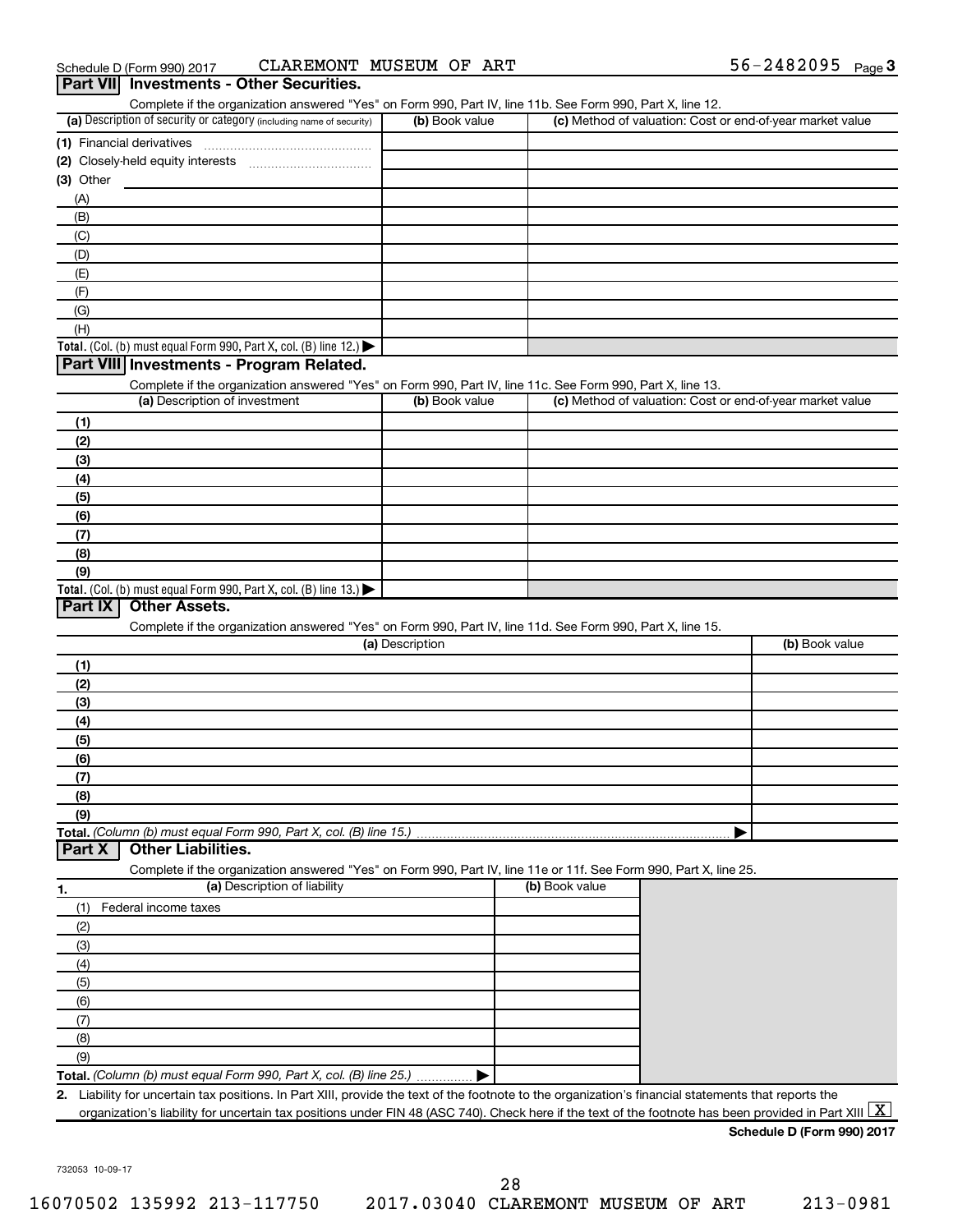Schedule D (Form 990) 2017 CLAREMONT MUSEUM OF ART 56-2482095 Page 3

## Part VII Investments - Other Securities.

Complete if the organization answered "Yes" on Form 990, Part IV, line 11b. See Form 990, Part X, line 12.

| (a) Description of security or category (including name of security) | (b) Book value | (c) Method of valuation: Cost or end-of-year market value |
|---|---|---|
| (1) Financial derivatives | | |
| (2) Closely-held equity interests | | |
| (3) Other | | |
| (A) | | |
| (B) | | |
| (C) | | |
| (D) | | |
| (E) | | |
| (F) | | |
| (G) | | |
| (H) | | |
| **Total.** (Col. (b) must equal Form 990, Part X, col. (B) line 12.) ▶ | | |

## Part VIII Investments - Program Related.

Complete if the organization answered "Yes" on Form 990, Part IV, line 11c. See Form 990, Part X, line 13.

| (a) Description of investment | (b) Book value | (c) Method of valuation: Cost or end-of-year market value |
|---|---|---|
| (1) | | |
| (2) | | |
| (3) | | |
| (4) | | |
| (5) | | |
| (6) | | |
| (7) | | |
| (8) | | |
| (9) | | |
| **Total.** (Col. (b) must equal Form 990, Part X, col. (B) line 13.) ▶ | | |

## Part IX Other Assets.

Complete if the organization answered "Yes" on Form 990, Part IV, line 11d. See Form 990, Part X, line 15.

| (a) Description | (b) Book value |
|---|---|
| (1) | |
| (2) | |
| (3) | |
| (4) | |
| (5) | |
| (6) | |
| (7) | |
| (8) | |
| (9) | |
| **Total.** *(Column (b) must equal Form 990, Part X, col. (B) line 15.)* ▶ | |

## Part X Other Liabilities.

Complete if the organization answered "Yes" on Form 990, Part IV, line 11e or 11f. See Form 990, Part X, line 25.

| 1. (a) Description of liability | (b) Book value |
|---|---|
| (1) Federal income taxes | |
| (2) | |
| (3) | |
| (4) | |
| (5) | |
| (6) | |
| (7) | |
| (8) | |
| (9) | |
| **Total.** *(Column (b) must equal Form 990, Part X, col. (B) line 25.)* ▶ | |

2. Liability for uncertain tax positions. In Part XIII, provide the text of the footnote to the organization's financial statements that reports the organization's liability for uncertain tax positions under FIN 48 (ASC 740). Check here if the text of the footnote has been provided in Part XIII [X]

**Schedule D (Form 990) 2017**

732053 10-09-17

16070502 135992 213-117750 2017.03040 CLAREMONT MUSEUM OF ART 213-0981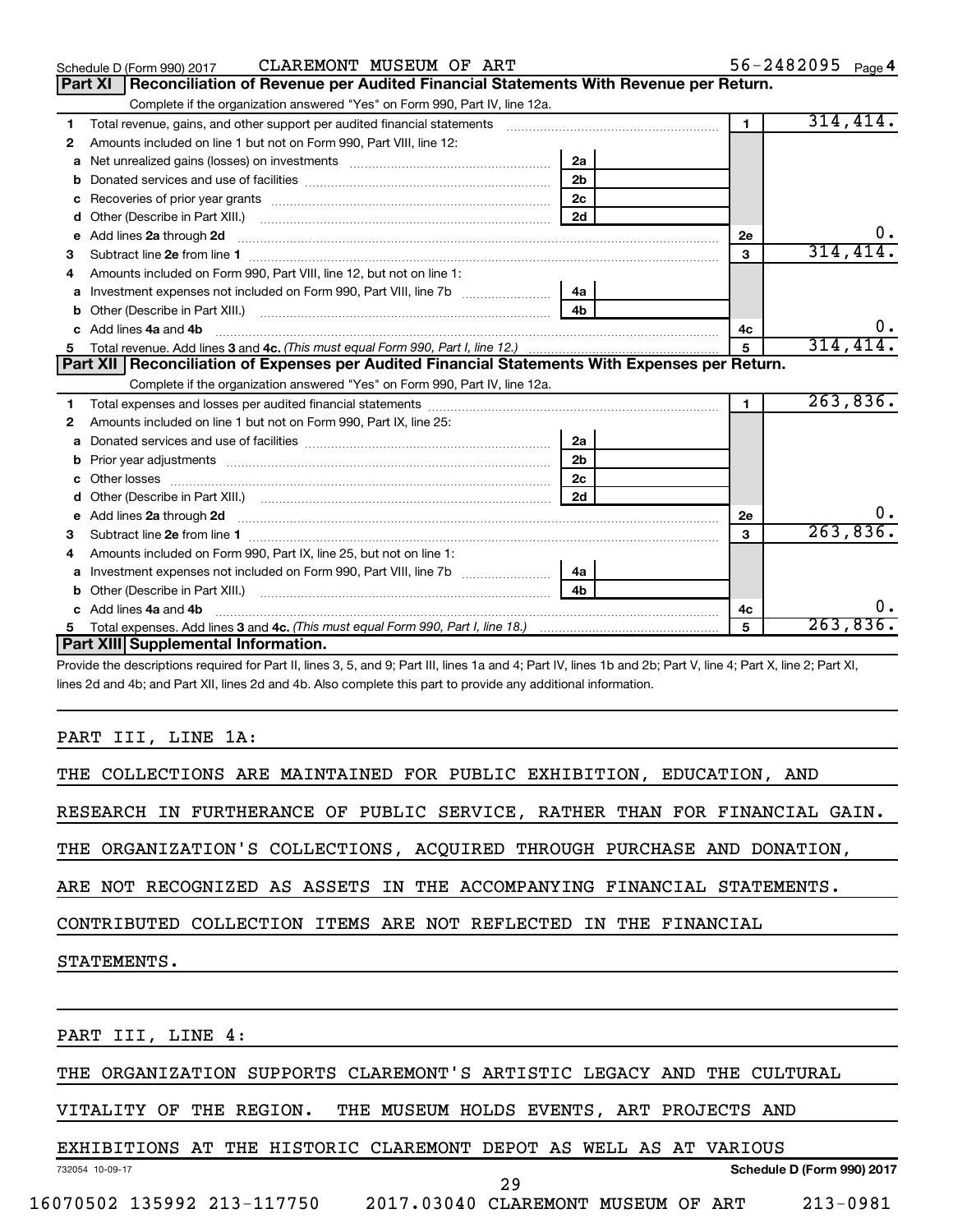Schedule D (Form 990) 2017 CLAREMONT MUSEUM OF ART 56-2482095 Page 4

## Part XI Reconciliation of Revenue per Audited Financial Statements With Revenue per Return.

Complete if the organization answered "Yes" on Form 990, Part IV, line 12a.

| | | | | | |
|---|---|---|---|---|---|
| 1 | Total revenue, gains, and other support per audited financial statements | | | 1 | 314,414. |
| 2 | Amounts included on line 1 but not on Form 990, Part VIII, line 12: | | | | |
| a | Net unrealized gains (losses) on investments | 2a | | | |
| b | Donated services and use of facilities | 2b | | | |
| c | Recoveries of prior year grants | 2c | | | |
| d | Other (Describe in Part XIII.) | 2d | | | |
| e | Add lines 2a through 2d | | | 2e | 0. |
| 3 | Subtract line 2e from line 1 | | | 3 | 314,414. |
| 4 | Amounts included on Form 990, Part VIII, line 12, but not on line 1: | | | | |
| a | Investment expenses not included on Form 990, Part VIII, line 7b | 4a | | | |
| b | Other (Describe in Part XIII.) | 4b | | | |
| c | Add lines 4a and 4b | | | 4c | 0. |
| 5 | Total revenue. Add lines 3 and 4c. *(This must equal Form 990, Part I, line 12.)* | | | 5 | 314,414. |

## Part XII Reconciliation of Expenses per Audited Financial Statements With Expenses per Return.

Complete if the organization answered "Yes" on Form 990, Part IV, line 12a.

| | | | | | |
|---|---|---|---|---|---|
| 1 | Total expenses and losses per audited financial statements | | | 1 | 263,836. |
| 2 | Amounts included on line 1 but not on Form 990, Part IX, line 25: | | | | |
| a | Donated services and use of facilities | 2a | | | |
| b | Prior year adjustments | 2b | | | |
| c | Other losses | 2c | | | |
| d | Other (Describe in Part XIII.) | 2d | | | |
| e | Add lines 2a through 2d | | | 2e | 0. |
| 3 | Subtract line 2e from line 1 | | | 3 | 263,836. |
| 4 | Amounts included on Form 990, Part IX, line 25, but not on line 1: | | | | |
| a | Investment expenses not included on Form 990, Part VIII, line 7b | 4a | | | |
| b | Other (Describe in Part XIII.) | 4b | | | |
| c | Add lines 4a and 4b | | | 4c | 0. |
| 5 | Total expenses. Add lines 3 and 4c. *(This must equal Form 990, Part I, line 18.)* | | | 5 | 263,836. |

## Part XIII Supplemental Information.

Provide the descriptions required for Part II, lines 3, 5, and 9; Part III, lines 1a and 4; Part IV, lines 1b and 2b; Part V, line 4; Part X, line 2; Part XI, lines 2d and 4b; and Part XII, lines 2d and 4b. Also complete this part to provide any additional information.

PART III, LINE 1A:

THE COLLECTIONS ARE MAINTAINED FOR PUBLIC EXHIBITION, EDUCATION, AND RESEARCH IN FURTHERANCE OF PUBLIC SERVICE, RATHER THAN FOR FINANCIAL GAIN. THE ORGANIZATION'S COLLECTIONS, ACQUIRED THROUGH PURCHASE AND DONATION, ARE NOT RECOGNIZED AS ASSETS IN THE ACCOMPANYING FINANCIAL STATEMENTS. CONTRIBUTED COLLECTION ITEMS ARE NOT REFLECTED IN THE FINANCIAL STATEMENTS.

PART III, LINE 4:

THE ORGANIZATION SUPPORTS CLAREMONT'S ARTISTIC LEGACY AND THE CULTURAL VITALITY OF THE REGION. THE MUSEUM HOLDS EVENTS, ART PROJECTS AND EXHIBITIONS AT THE HISTORIC CLAREMONT DEPOT AS WELL AS AT VARIOUS

732054 10-09-17 Schedule D (Form 990) 2017

16070502 135992 213-117750 2017.03040 CLAREMONT MUSEUM OF ART 213-0981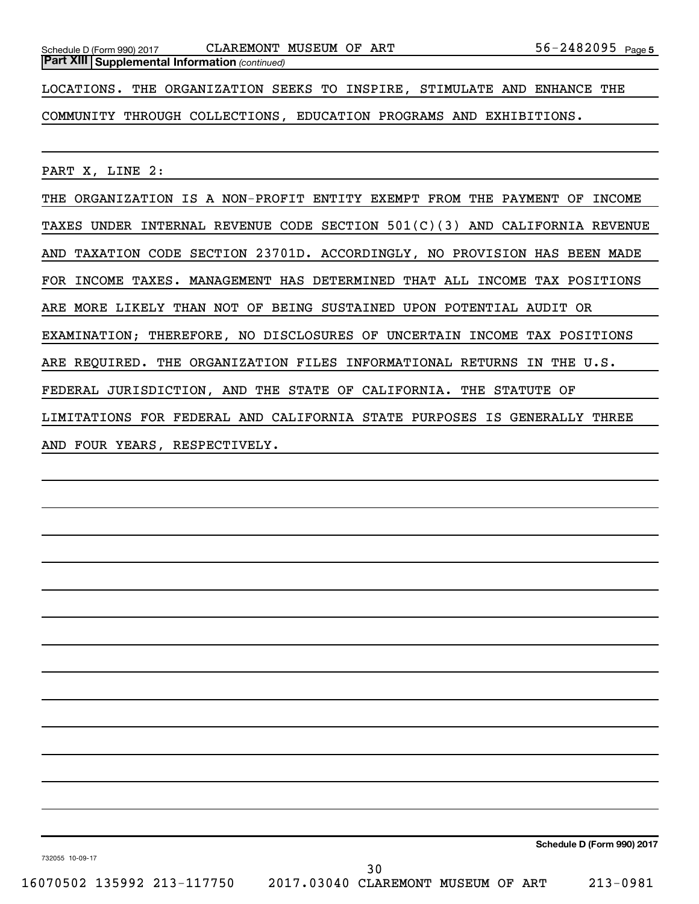**Part XIII Supplemental Information** *(continued)*

LOCATIONS. THE ORGANIZATION SEEKS TO INSPIRE, STIMULATE AND ENHANCE THE COMMUNITY THROUGH COLLECTIONS, EDUCATION PROGRAMS AND EXHIBITIONS.

PART X, LINE 2:

THE ORGANIZATION IS A NON-PROFIT ENTITY EXEMPT FROM THE PAYMENT OF INCOME TAXES UNDER INTERNAL REVENUE CODE SECTION 501(C)(3) AND CALIFORNIA REVENUE AND TAXATION CODE SECTION 23701D. ACCORDINGLY, NO PROVISION HAS BEEN MADE FOR INCOME TAXES. MANAGEMENT HAS DETERMINED THAT ALL INCOME TAX POSITIONS ARE MORE LIKELY THAN NOT OF BEING SUSTAINED UPON POTENTIAL AUDIT OR EXAMINATION; THEREFORE, NO DISCLOSURES OF UNCERTAIN INCOME TAX POSITIONS ARE REQUIRED. THE ORGANIZATION FILES INFORMATIONAL RETURNS IN THE U.S. FEDERAL JURISDICTION, AND THE STATE OF CALIFORNIA. THE STATUTE OF LIMITATIONS FOR FEDERAL AND CALIFORNIA STATE PURPOSES IS GENERALLY THREE AND FOUR YEARS, RESPECTIVELY.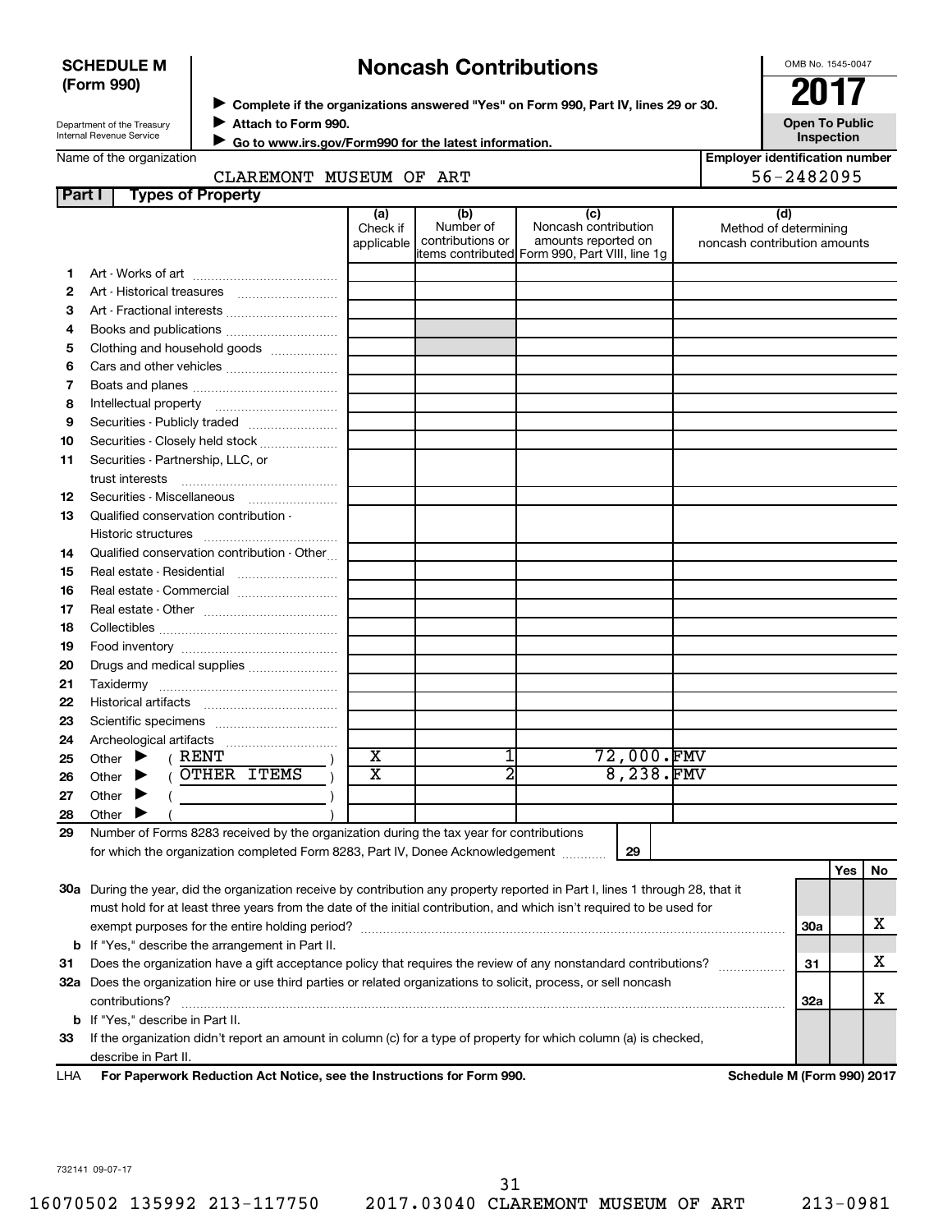**SCHEDULE M (Form 990)**

Department of the Treasury
Internal Revenue Service

# Noncash Contributions

▶ Complete if the organizations answered "Yes" on Form 990, Part IV, lines 29 or 30.
▶ Attach to Form 990.
▶ Go to www.irs.gov/Form990 for the latest information.

OMB No. 1545-0047

**2017**

**Open To Public Inspection**

Name of the organization: CLAREMONT MUSEUM OF ART

Employer identification number: 56-2482095

## Part I Types of Property

| | | (a) Check if applicable | (b) Number of contributions or items contributed | (c) Noncash contribution amounts reported on Form 990, Part VIII, line 1g | (d) Method of determining noncash contribution amounts |
|---|---|---|---|---|---|
| 1 | Art - Works of art | | | | |
| 2 | Art - Historical treasures | | | | |
| 3 | Art - Fractional interests | | | | |
| 4 | Books and publications | | | | |
| 5 | Clothing and household goods | | | | |
| 6 | Cars and other vehicles | | | | |
| 7 | Boats and planes | | | | |
| 8 | Intellectual property | | | | |
| 9 | Securities - Publicly traded | | | | |
| 10 | Securities - Closely held stock | | | | |
| 11 | Securities - Partnership, LLC, or trust interests | | | | |
| 12 | Securities - Miscellaneous | | | | |
| 13 | Qualified conservation contribution - Historic structures | | | | |
| 14 | Qualified conservation contribution - Other | | | | |
| 15 | Real estate - Residential | | | | |
| 16 | Real estate - Commercial | | | | |
| 17 | Real estate - Other | | | | |
| 18 | Collectibles | | | | |
| 19 | Food inventory | | | | |
| 20 | Drugs and medical supplies | | | | |
| 21 | Taxidermy | | | | |
| 22 | Historical artifacts | | | | |
| 23 | Scientific specimens | | | | |
| 24 | Archeological artifacts | | | | |
| 25 | Other ▶ ( RENT ) | X | 1 | 72,000. | FMV |
| 26 | Other ▶ ( OTHER ITEMS ) | X | 2 | 8,238. | FMV |
| 27 | Other ▶ ( ) | | | | |
| 28 | Other ▶ ( ) | | | | |

29 Number of Forms 8283 received by the organization during the tax year for contributions for which the organization completed Form 8283, Part IV, Donee Acknowledgement ..... 29

| | | | Yes | No |
|---|---|---|---|---|
| 30a | During the year, did the organization receive by contribution any property reported in Part I, lines 1 through 28, that it must hold for at least three years from the date of the initial contribution, and which isn't required to be used for exempt purposes for the entire holding period? | 30a | | X |
| b | If "Yes," describe the arrangement in Part II. | | | |
| 31 | Does the organization have a gift acceptance policy that requires the review of any nonstandard contributions? | 31 | | X |
| 32a | Does the organization hire or use third parties or related organizations to solicit, process, or sell noncash contributions? | 32a | | X |
| b | If "Yes," describe in Part II. | | | |
| 33 | If the organization didn't report an amount in column (c) for a type of property for which column (a) is checked, describe in Part II. | | | |

LHA For Paperwork Reduction Act Notice, see the Instructions for Form 990. Schedule M (Form 990) 2017

732141 09-07-17

16070502 135992 213-117750 2017.03040 CLAREMONT MUSEUM OF ART 213-0981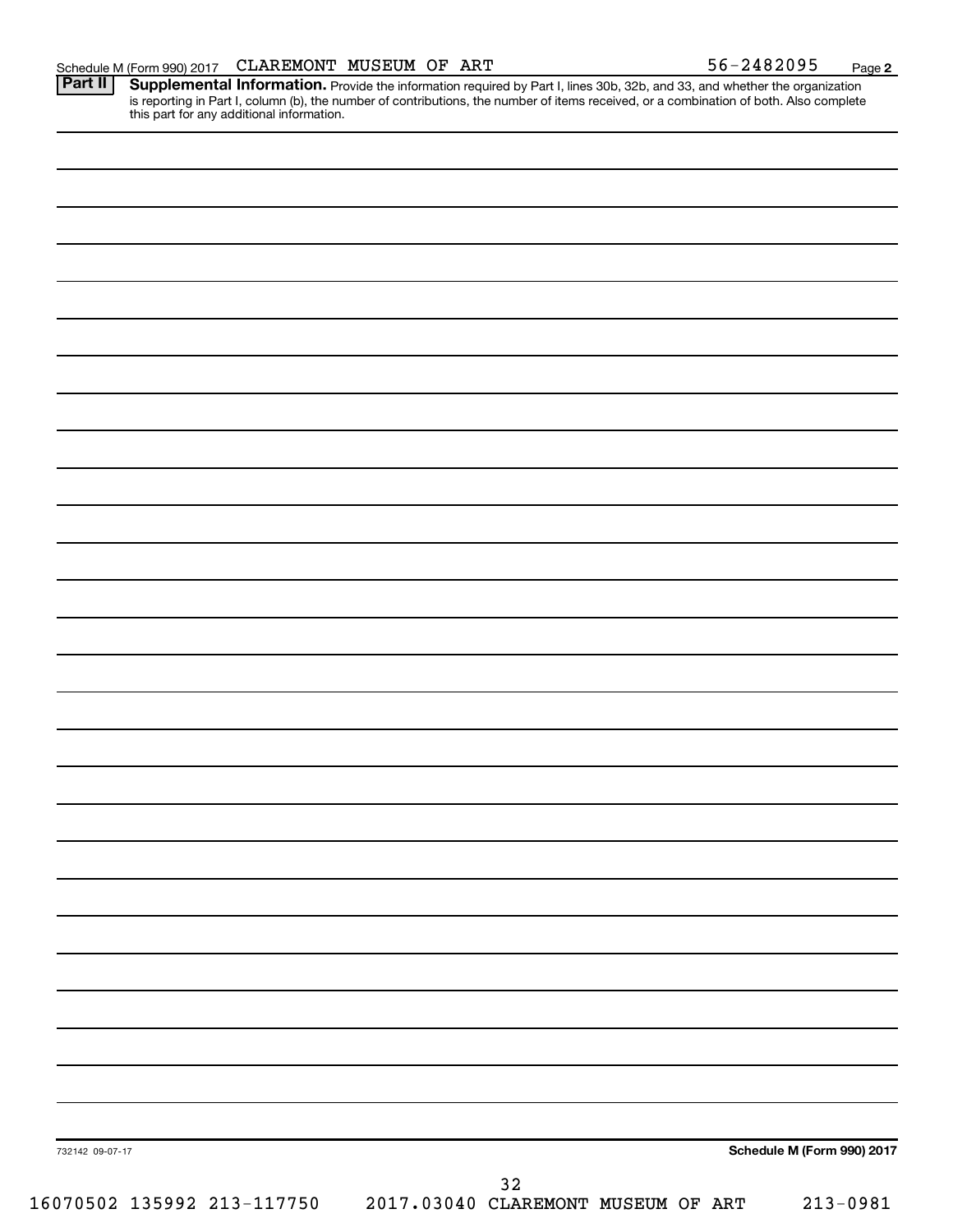Schedule M (Form 990) 2017 CLAREMONT MUSEUM OF ART 56-2482095 Page **2**

**Part II** **Supplemental Information.** Provide the information required by Part I, lines 30b, 32b, and 33, and whether the organization is reporting in Part I, column (b), the number of contributions, the number of items received, or a combination of both. Also complete this part for any additional information.

732142 09-07-17 **Schedule M (Form 990) 2017**

16070502 135992 213-117750 2017.03040 CLAREMONT MUSEUM OF ART 213-0981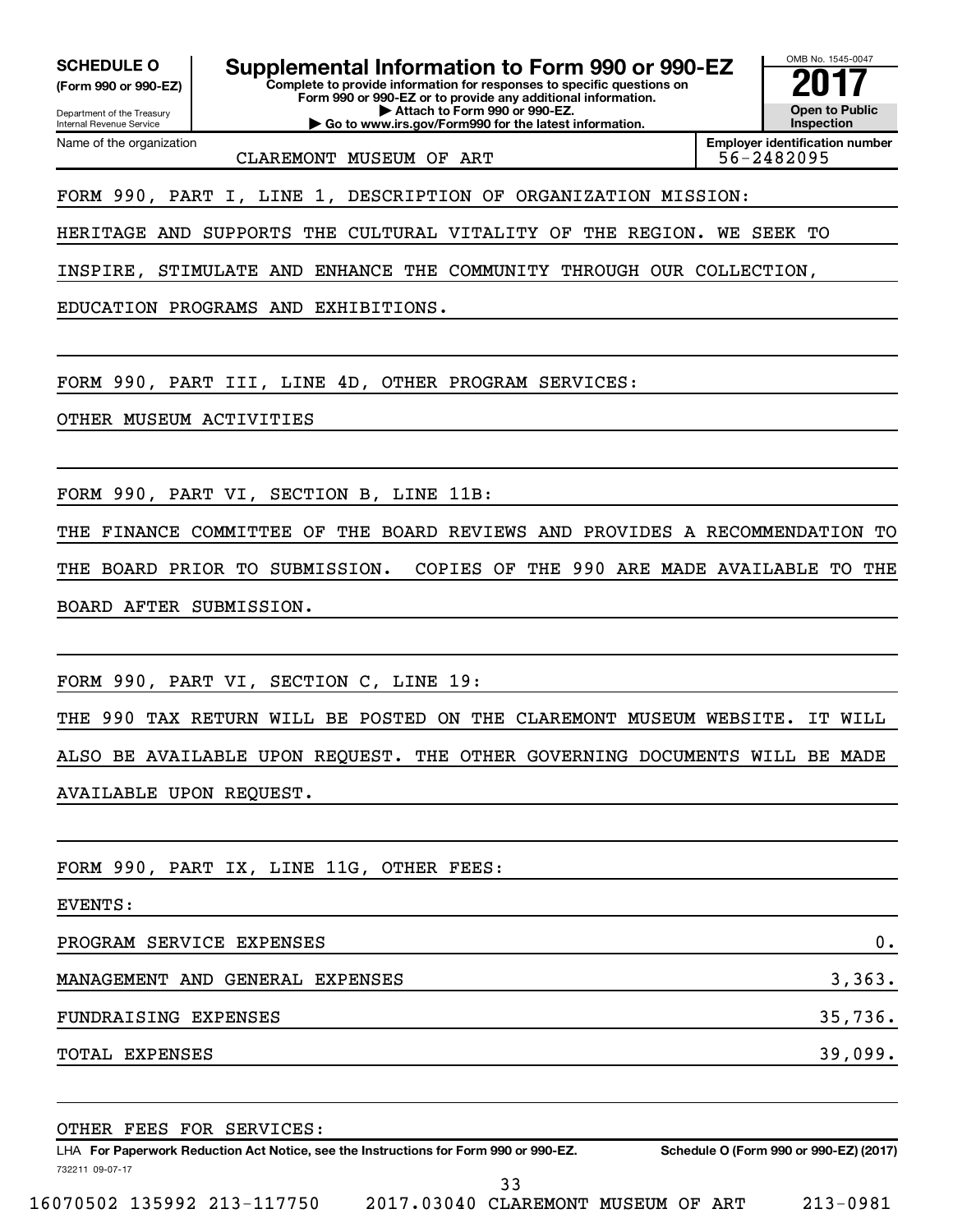**SCHEDULE O**
**(Form 990 or 990-EZ)**

Department of the Treasury
Internal Revenue Service

# Supplemental Information to Form 990 or 990-EZ

**Complete to provide information for responses to specific questions on Form 990 or 990-EZ or to provide any additional information.**
**▶ Attach to Form 990 or 990-EZ.**
**▶ Go to www.irs.gov/Form990 for the latest information.**

OMB No. 1545-0047

**2017**

**Open to Public Inspection**

Name of the organization: CLAREMONT MUSEUM OF ART

**Employer identification number:** 56-2482095

FORM 990, PART I, LINE 1, DESCRIPTION OF ORGANIZATION MISSION:

HERITAGE AND SUPPORTS THE CULTURAL VITALITY OF THE REGION. WE SEEK TO INSPIRE, STIMULATE AND ENHANCE THE COMMUNITY THROUGH OUR COLLECTION, EDUCATION PROGRAMS AND EXHIBITIONS.

FORM 990, PART III, LINE 4D, OTHER PROGRAM SERVICES:

OTHER MUSEUM ACTIVITIES

FORM 990, PART VI, SECTION B, LINE 11B:

THE FINANCE COMMITTEE OF THE BOARD REVIEWS AND PROVIDES A RECOMMENDATION TO THE BOARD PRIOR TO SUBMISSION. COPIES OF THE 990 ARE MADE AVAILABLE TO THE BOARD AFTER SUBMISSION.

FORM 990, PART VI, SECTION C, LINE 19:

THE 990 TAX RETURN WILL BE POSTED ON THE CLAREMONT MUSEUM WEBSITE. IT WILL ALSO BE AVAILABLE UPON REQUEST. THE OTHER GOVERNING DOCUMENTS WILL BE MADE AVAILABLE UPON REQUEST.

FORM 990, PART IX, LINE 11G, OTHER FEES:

EVENTS:

| | |
|---|---|
| PROGRAM SERVICE EXPENSES | 0. |
| MANAGEMENT AND GENERAL EXPENSES | 3,363. |
| FUNDRAISING EXPENSES | 35,736. |
| TOTAL EXPENSES | 39,099. |

OTHER FEES FOR SERVICES:

LHA **For Paperwork Reduction Act Notice, see the Instructions for Form 990 or 990-EZ.** **Schedule O (Form 990 or 990-EZ) (2017)**

732211 09-07-17

16070502 135992 213-117750 2017.03040 CLAREMONT MUSEUM OF ART 213-0981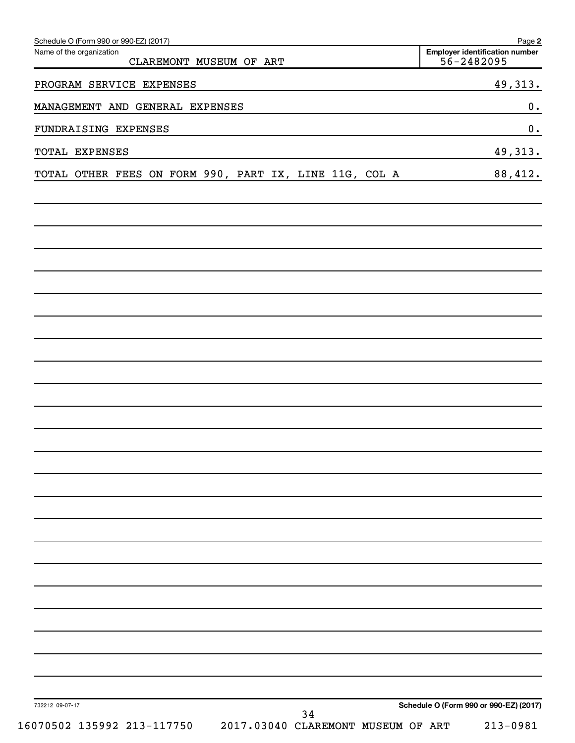Schedule O (Form 990 or 990-EZ) (2017) Page **2**

Name of the organization: CLAREMONT MUSEUM OF ART

**Employer identification number** 56-2482095

| | |
|---|---|
| PROGRAM SERVICE EXPENSES | 49,313. |
| MANAGEMENT AND GENERAL EXPENSES | 0. |
| FUNDRAISING EXPENSES | 0. |
| TOTAL EXPENSES | 49,313. |
| TOTAL OTHER FEES ON FORM 990, PART IX, LINE 11G, COL A | 88,412. |

732212 09-07-17 **Schedule O (Form 990 or 990-EZ) (2017)**

16070502 135992 213-117750 2017.03040 CLAREMONT MUSEUM OF ART 213-0981